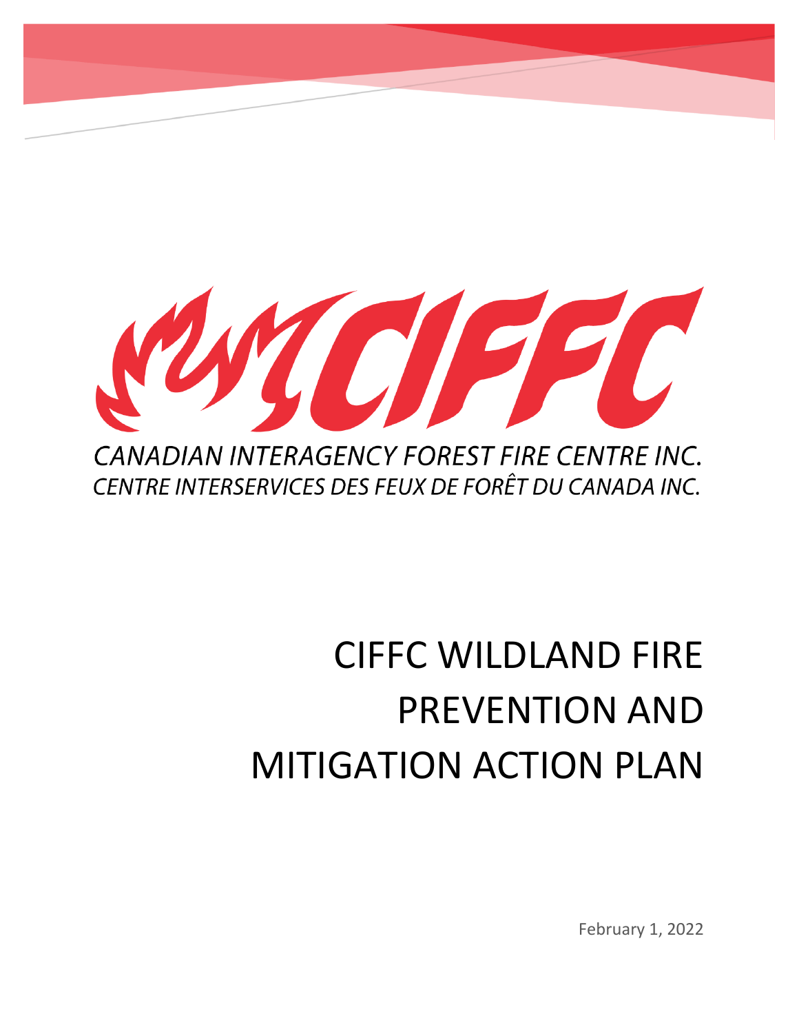CIFFC

*CANADIAN INTERAGENCY FOREST FIRE CENTRE INC.*

*CENTRE INTERSERVICES DES FEUX DE FORÊT DU CANADA INC.*

# CIFFC WILDLAND FIRE PREVENTION AND MITIGATION ACTION PLAN

February 1, 2022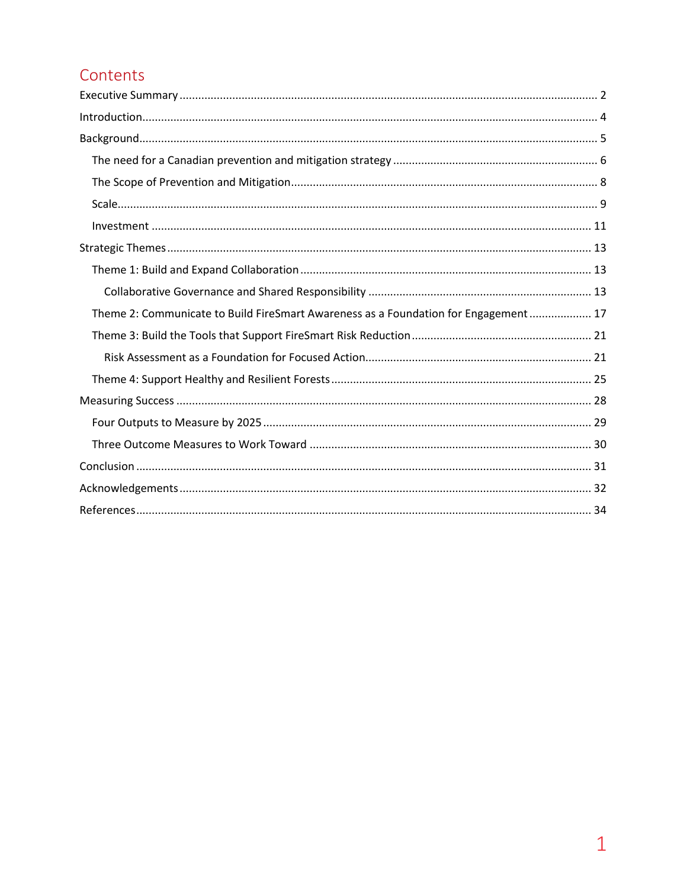# Contents

- Executive Summary ........ 2
- Introduction ........ 4
- Background ........ 5
  - The need for a Canadian prevention and mitigation strategy ........ 6
  - The Scope of Prevention and Mitigation ........ 8
  - Scale ........ 9
  - Investment ........ 11
- Strategic Themes ........ 13
  - Theme 1: Build and Expand Collaboration ........ 13
    - Collaborative Governance and Shared Responsibility ........ 13
  - Theme 2: Communicate to Build FireSmart Awareness as a Foundation for Engagement ........ 17
  - Theme 3: Build the Tools that Support FireSmart Risk Reduction ........ 21
    - Risk Assessment as a Foundation for Focused Action ........ 21
  - Theme 4: Support Healthy and Resilient Forests ........ 25
- Measuring Success ........ 28
  - Four Outputs to Measure by 2025 ........ 29
  - Three Outcome Measures to Work Toward ........ 30
- Conclusion ........ 31
- Acknowledgements ........ 32
- References ........ 34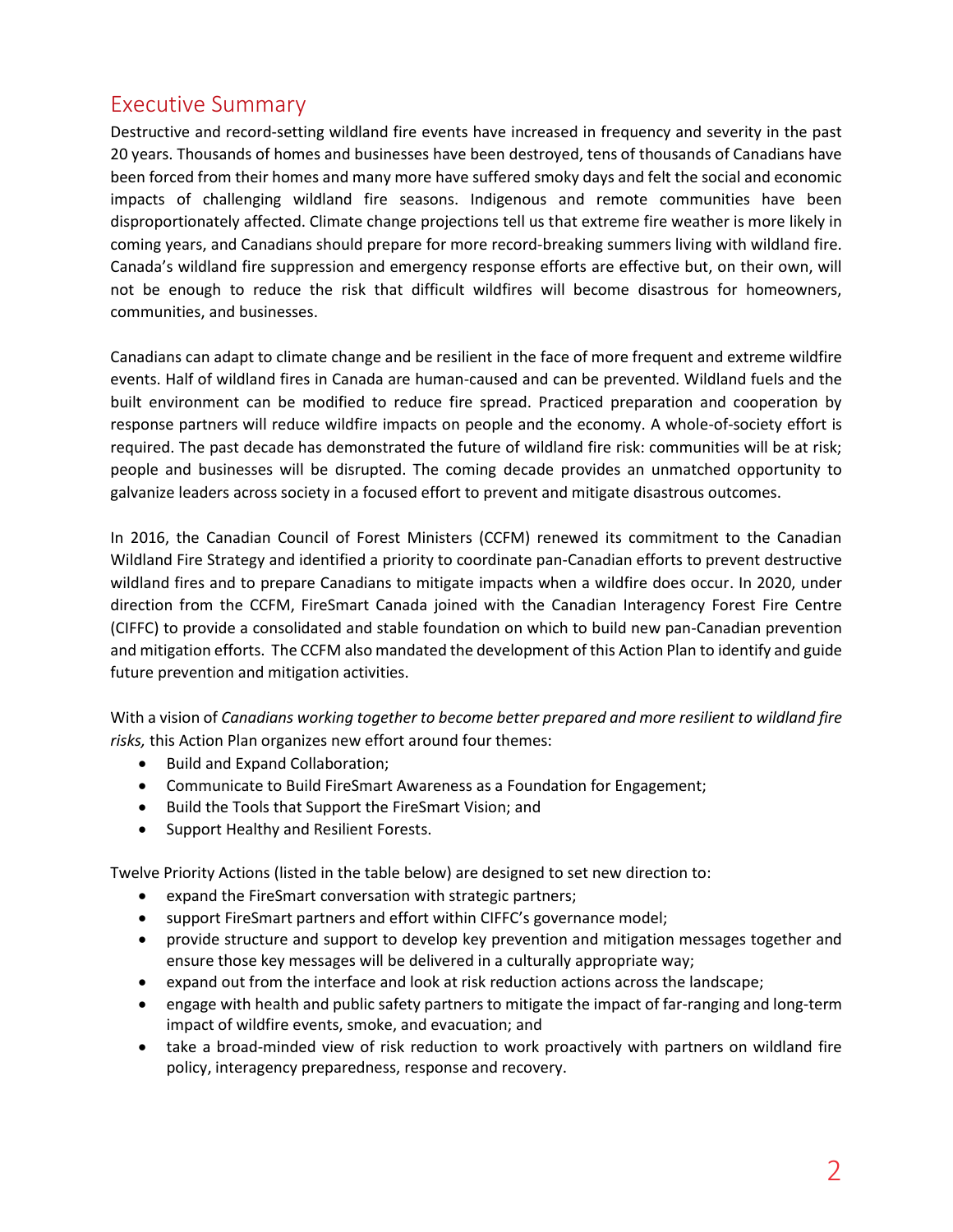## Executive Summary

Destructive and record-setting wildland fire events have increased in frequency and severity in the past 20 years. Thousands of homes and businesses have been destroyed, tens of thousands of Canadians have been forced from their homes and many more have suffered smoky days and felt the social and economic impacts of challenging wildland fire seasons. Indigenous and remote communities have been disproportionately affected. Climate change projections tell us that extreme fire weather is more likely in coming years, and Canadians should prepare for more record-breaking summers living with wildland fire. Canada's wildland fire suppression and emergency response efforts are effective but, on their own, will not be enough to reduce the risk that difficult wildfires will become disastrous for homeowners, communities, and businesses.

Canadians can adapt to climate change and be resilient in the face of more frequent and extreme wildfire events. Half of wildland fires in Canada are human-caused and can be prevented. Wildland fuels and the built environment can be modified to reduce fire spread. Practiced preparation and cooperation by response partners will reduce wildfire impacts on people and the economy. A whole-of-society effort is required. The past decade has demonstrated the future of wildland fire risk: communities will be at risk; people and businesses will be disrupted. The coming decade provides an unmatched opportunity to galvanize leaders across society in a focused effort to prevent and mitigate disastrous outcomes.

In 2016, the Canadian Council of Forest Ministers (CCFM) renewed its commitment to the Canadian Wildland Fire Strategy and identified a priority to coordinate pan-Canadian efforts to prevent destructive wildland fires and to prepare Canadians to mitigate impacts when a wildfire does occur. In 2020, under direction from the CCFM, FireSmart Canada joined with the Canadian Interagency Forest Fire Centre (CIFFC) to provide a consolidated and stable foundation on which to build new pan-Canadian prevention and mitigation efforts. The CCFM also mandated the development of this Action Plan to identify and guide future prevention and mitigation activities.

With a vision of *Canadians working together to become better prepared and more resilient to wildland fire risks,* this Action Plan organizes new effort around four themes:

- Build and Expand Collaboration;
- Communicate to Build FireSmart Awareness as a Foundation for Engagement;
- Build the Tools that Support the FireSmart Vision; and
- Support Healthy and Resilient Forests.

Twelve Priority Actions (listed in the table below) are designed to set new direction to:

- expand the FireSmart conversation with strategic partners;
- support FireSmart partners and effort within CIFFC's governance model;
- provide structure and support to develop key prevention and mitigation messages together and ensure those key messages will be delivered in a culturally appropriate way;
- expand out from the interface and look at risk reduction actions across the landscape;
- engage with health and public safety partners to mitigate the impact of far-ranging and long-term impact of wildfire events, smoke, and evacuation; and
- take a broad-minded view of risk reduction to work proactively with partners on wildland fire policy, interagency preparedness, response and recovery.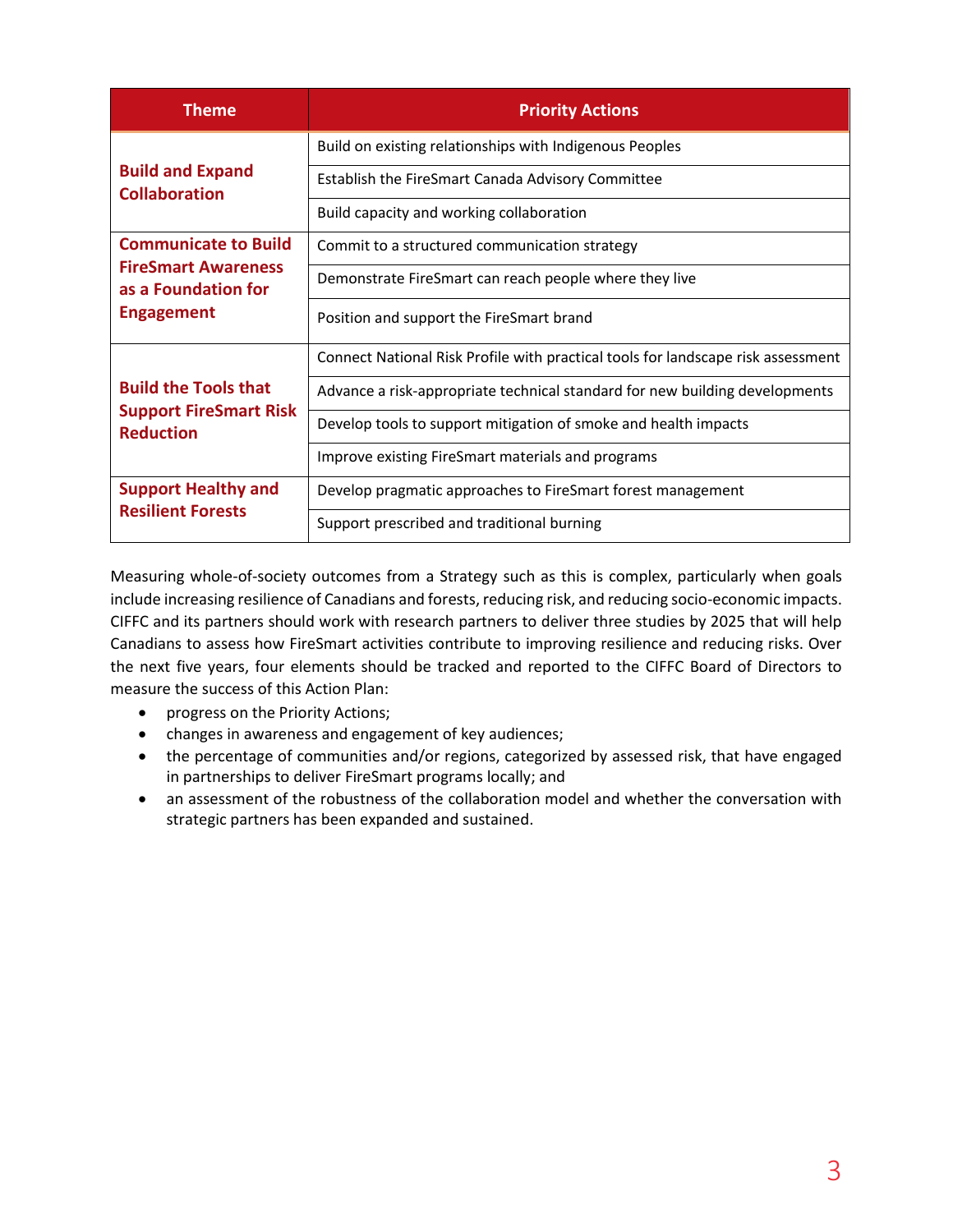| Theme | Priority Actions |
| --- | --- |
| **Build and Expand Collaboration** | Build on existing relationships with Indigenous Peoples |
| | Establish the FireSmart Canada Advisory Committee |
| | Build capacity and working collaboration |
| **Communicate to Build FireSmart Awareness as a Foundation for Engagement** | Commit to a structured communication strategy |
| | Demonstrate FireSmart can reach people where they live |
| | Position and support the FireSmart brand |
| **Build the Tools that Support FireSmart Risk Reduction** | Connect National Risk Profile with practical tools for landscape risk assessment |
| | Advance a risk-appropriate technical standard for new building developments |
| | Develop tools to support mitigation of smoke and health impacts |
| | Improve existing FireSmart materials and programs |
| **Support Healthy and Resilient Forests** | Develop pragmatic approaches to FireSmart forest management |
| | Support prescribed and traditional burning |

Measuring whole-of-society outcomes from a Strategy such as this is complex, particularly when goals include increasing resilience of Canadians and forests, reducing risk, and reducing socio-economic impacts. CIFFC and its partners should work with research partners to deliver three studies by 2025 that will help Canadians to assess how FireSmart activities contribute to improving resilience and reducing risks. Over the next five years, four elements should be tracked and reported to the CIFFC Board of Directors to measure the success of this Action Plan:

- progress on the Priority Actions;
- changes in awareness and engagement of key audiences;
- the percentage of communities and/or regions, categorized by assessed risk, that have engaged in partnerships to deliver FireSmart programs locally; and
- an assessment of the robustness of the collaboration model and whether the conversation with strategic partners has been expanded and sustained.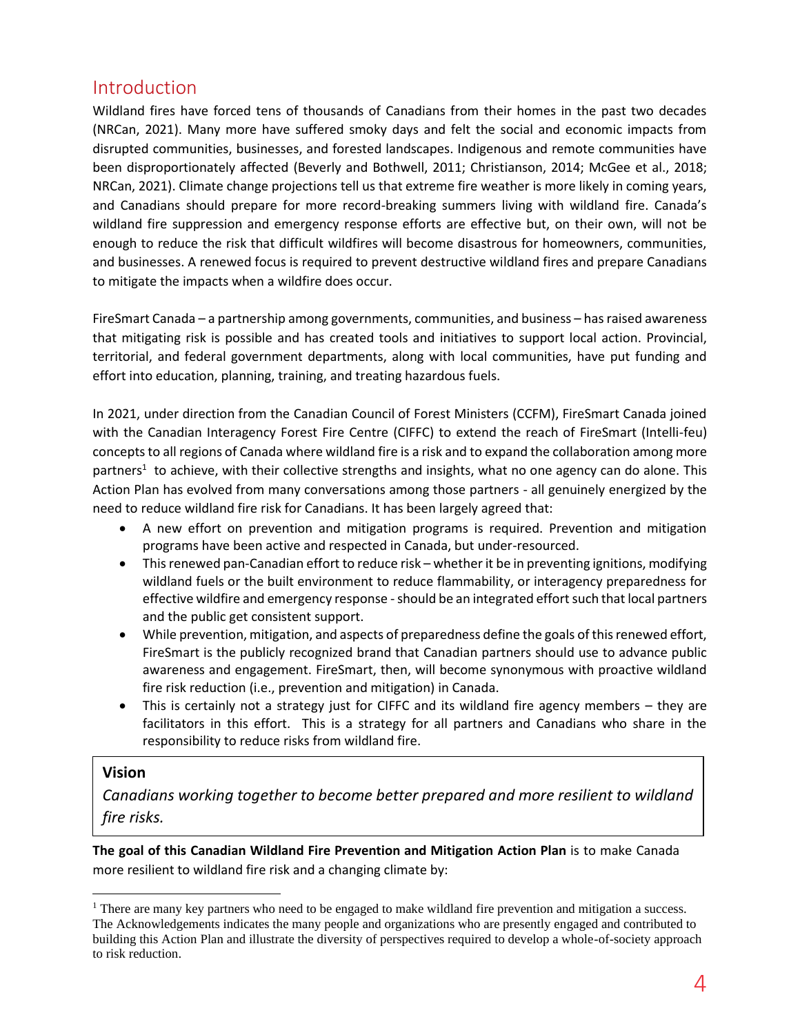## Introduction

Wildland fires have forced tens of thousands of Canadians from their homes in the past two decades (NRCan, 2021). Many more have suffered smoky days and felt the social and economic impacts from disrupted communities, businesses, and forested landscapes. Indigenous and remote communities have been disproportionately affected (Beverly and Bothwell, 2011; Christianson, 2014; McGee et al., 2018; NRCan, 2021). Climate change projections tell us that extreme fire weather is more likely in coming years, and Canadians should prepare for more record-breaking summers living with wildland fire. Canada's wildland fire suppression and emergency response efforts are effective but, on their own, will not be enough to reduce the risk that difficult wildfires will become disastrous for homeowners, communities, and businesses. A renewed focus is required to prevent destructive wildland fires and prepare Canadians to mitigate the impacts when a wildfire does occur.

FireSmart Canada – a partnership among governments, communities, and business – has raised awareness that mitigating risk is possible and has created tools and initiatives to support local action. Provincial, territorial, and federal government departments, along with local communities, have put funding and effort into education, planning, training, and treating hazardous fuels.

In 2021, under direction from the Canadian Council of Forest Ministers (CCFM), FireSmart Canada joined with the Canadian Interagency Forest Fire Centre (CIFFC) to extend the reach of FireSmart (Intelli-feu) concepts to all regions of Canada where wildland fire is a risk and to expand the collaboration among more partners[1] to achieve, with their collective strengths and insights, what no one agency can do alone. This Action Plan has evolved from many conversations among those partners - all genuinely energized by the need to reduce wildland fire risk for Canadians. It has been largely agreed that:

- A new effort on prevention and mitigation programs is required. Prevention and mitigation programs have been active and respected in Canada, but under-resourced.
- This renewed pan-Canadian effort to reduce risk – whether it be in preventing ignitions, modifying wildland fuels or the built environment to reduce flammability, or interagency preparedness for effective wildfire and emergency response - should be an integrated effort such that local partners and the public get consistent support.
- While prevention, mitigation, and aspects of preparedness define the goals of this renewed effort, FireSmart is the publicly recognized brand that Canadian partners should use to advance public awareness and engagement. FireSmart, then, will become synonymous with proactive wildland fire risk reduction (i.e., prevention and mitigation) in Canada.
- This is certainly not a strategy just for CIFFC and its wildland fire agency members – they are facilitators in this effort. This is a strategy for all partners and Canadians who share in the responsibility to reduce risks from wildland fire.

**Vision**

*Canadians working together to become better prepared and more resilient to wildland fire risks.*

**The goal of this Canadian Wildland Fire Prevention and Mitigation Action Plan** is to make Canada more resilient to wildland fire risk and a changing climate by:

[1] There are many key partners who need to be engaged to make wildland fire prevention and mitigation a success. The Acknowledgements indicates the many people and organizations who are presently engaged and contributed to building this Action Plan and illustrate the diversity of perspectives required to develop a whole-of-society approach to risk reduction.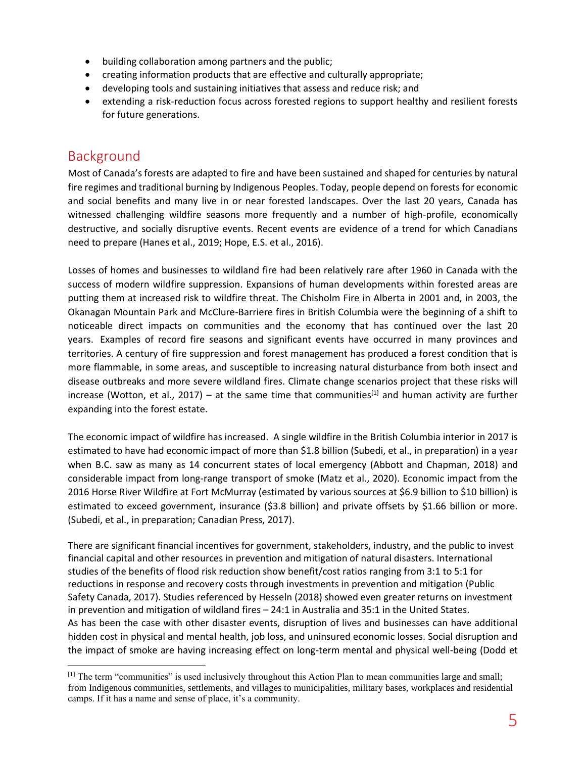- building collaboration among partners and the public;
- creating information products that are effective and culturally appropriate;
- developing tools and sustaining initiatives that assess and reduce risk; and
- extending a risk-reduction focus across forested regions to support healthy and resilient forests for future generations.

## Background

Most of Canada's forests are adapted to fire and have been sustained and shaped for centuries by natural fire regimes and traditional burning by Indigenous Peoples. Today, people depend on forests for economic and social benefits and many live in or near forested landscapes. Over the last 20 years, Canada has witnessed challenging wildfire seasons more frequently and a number of high-profile, economically destructive, and socially disruptive events. Recent events are evidence of a trend for which Canadians need to prepare (Hanes et al., 2019; Hope, E.S. et al., 2016).

Losses of homes and businesses to wildland fire had been relatively rare after 1960 in Canada with the success of modern wildfire suppression. Expansions of human developments within forested areas are putting them at increased risk to wildfire threat. The Chisholm Fire in Alberta in 2001 and, in 2003, the Okanagan Mountain Park and McClure-Barriere fires in British Columbia were the beginning of a shift to noticeable direct impacts on communities and the economy that has continued over the last 20 years. Examples of record fire seasons and significant events have occurred in many provinces and territories. A century of fire suppression and forest management has produced a forest condition that is more flammable, in some areas, and susceptible to increasing natural disturbance from both insect and disease outbreaks and more severe wildland fires. Climate change scenarios project that these risks will increase (Wotton, et al., 2017) – at the same time that communities[1] and human activity are further expanding into the forest estate.

The economic impact of wildfire has increased. A single wildfire in the British Columbia interior in 2017 is estimated to have had economic impact of more than $1.8 billion (Subedi, et al., in preparation) in a year when B.C. saw as many as 14 concurrent states of local emergency (Abbott and Chapman, 2018) and considerable impact from long-range transport of smoke (Matz et al., 2020). Economic impact from the 2016 Horse River Wildfire at Fort McMurray (estimated by various sources at $6.9 billion to $10 billion) is estimated to exceed government, insurance ($3.8 billion) and private offsets by $1.66 billion or more. (Subedi, et al., in preparation; Canadian Press, 2017).

There are significant financial incentives for government, stakeholders, industry, and the public to invest financial capital and other resources in prevention and mitigation of natural disasters. International studies of the benefits of flood risk reduction show benefit/cost ratios ranging from 3:1 to 5:1 for reductions in response and recovery costs through investments in prevention and mitigation (Public Safety Canada, 2017). Studies referenced by Hesseln (2018) showed even greater returns on investment in prevention and mitigation of wildland fires – 24:1 in Australia and 35:1 in the United States.
As has been the case with other disaster events, disruption of lives and businesses can have additional hidden cost in physical and mental health, job loss, and uninsured economic losses. Social disruption and the impact of smoke are having increasing effect on long-term mental and physical well-being (Dodd et

[1] The term "communities" is used inclusively throughout this Action Plan to mean communities large and small; from Indigenous communities, settlements, and villages to municipalities, military bases, workplaces and residential camps. If it has a name and sense of place, it's a community.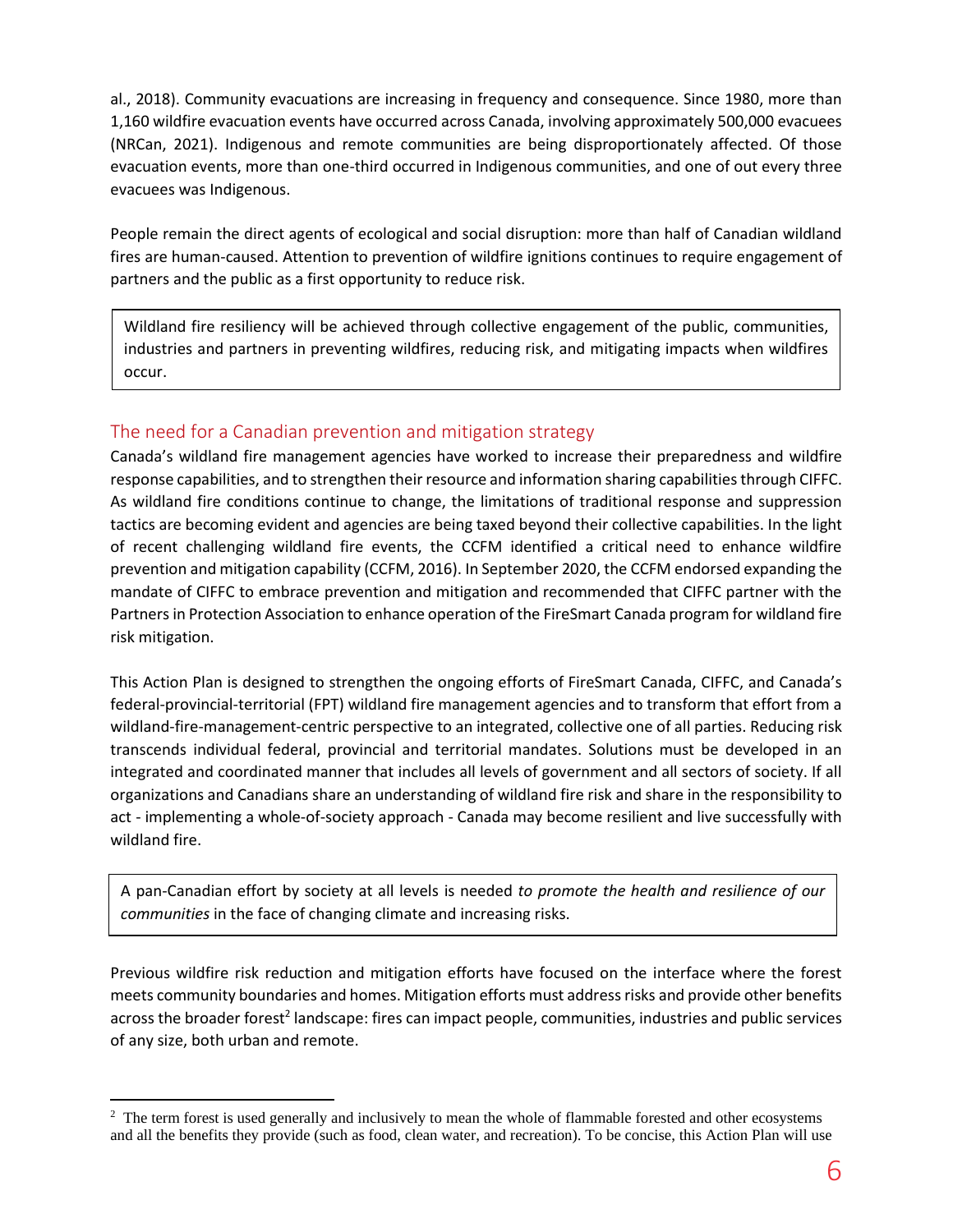al., 2018). Community evacuations are increasing in frequency and consequence. Since 1980, more than 1,160 wildfire evacuation events have occurred across Canada, involving approximately 500,000 evacuees (NRCan, 2021). Indigenous and remote communities are being disproportionately affected. Of those evacuation events, more than one-third occurred in Indigenous communities, and one of out every three evacuees was Indigenous.

People remain the direct agents of ecological and social disruption: more than half of Canadian wildland fires are human-caused. Attention to prevention of wildfire ignitions continues to require engagement of partners and the public as a first opportunity to reduce risk.

> Wildland fire resiliency will be achieved through collective engagement of the public, communities, industries and partners in preventing wildfires, reducing risk, and mitigating impacts when wildfires occur.

## The need for a Canadian prevention and mitigation strategy

Canada's wildland fire management agencies have worked to increase their preparedness and wildfire response capabilities, and to strengthen their resource and information sharing capabilities through CIFFC. As wildland fire conditions continue to change, the limitations of traditional response and suppression tactics are becoming evident and agencies are being taxed beyond their collective capabilities. In the light of recent challenging wildland fire events, the CCFM identified a critical need to enhance wildfire prevention and mitigation capability (CCFM, 2016). In September 2020, the CCFM endorsed expanding the mandate of CIFFC to embrace prevention and mitigation and recommended that CIFFC partner with the Partners in Protection Association to enhance operation of the FireSmart Canada program for wildland fire risk mitigation.

This Action Plan is designed to strengthen the ongoing efforts of FireSmart Canada, CIFFC, and Canada's federal-provincial-territorial (FPT) wildland fire management agencies and to transform that effort from a wildland-fire-management-centric perspective to an integrated, collective one of all parties. Reducing risk transcends individual federal, provincial and territorial mandates. Solutions must be developed in an integrated and coordinated manner that includes all levels of government and all sectors of society. If all organizations and Canadians share an understanding of wildland fire risk and share in the responsibility to act - implementing a whole-of-society approach - Canada may become resilient and live successfully with wildland fire.

> A pan-Canadian effort by society at all levels is needed *to promote the health and resilience of our communities* in the face of changing climate and increasing risks.

Previous wildfire risk reduction and mitigation efforts have focused on the interface where the forest meets community boundaries and homes. Mitigation efforts must address risks and provide other benefits across the broader forest[2] landscape: fires can impact people, communities, industries and public services of any size, both urban and remote.

---

[2] The term forest is used generally and inclusively to mean the whole of flammable forested and other ecosystems and all the benefits they provide (such as food, clean water, and recreation). To be concise, this Action Plan will use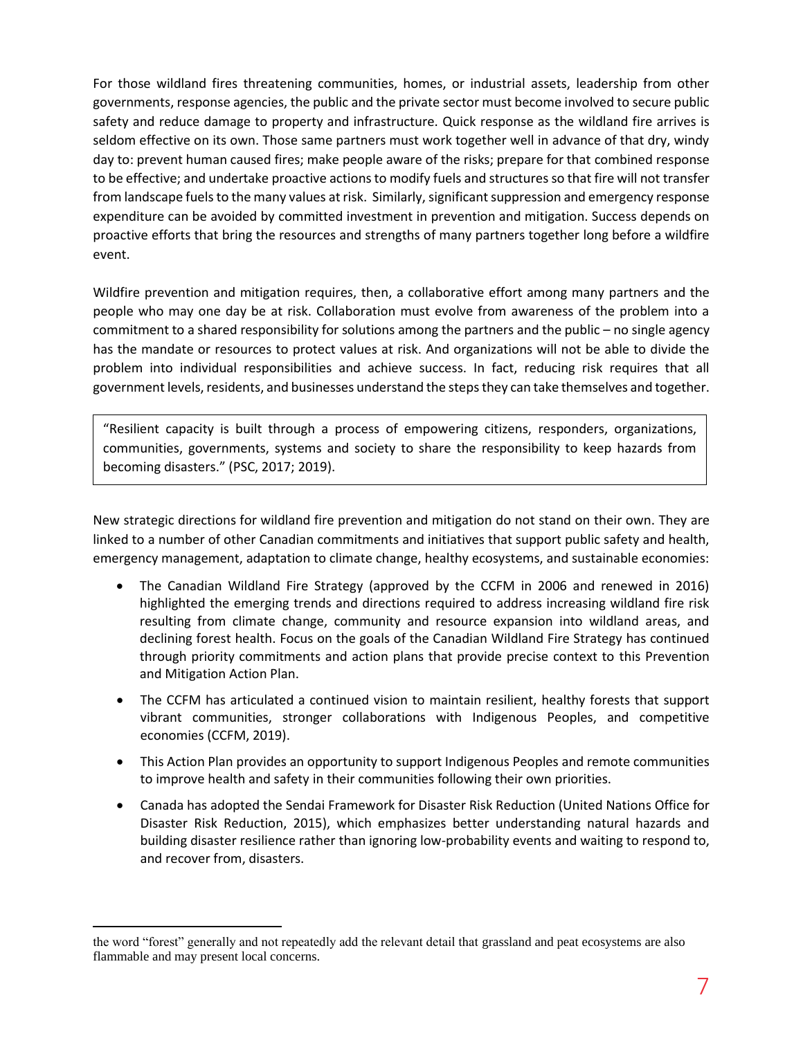For those wildland fires threatening communities, homes, or industrial assets, leadership from other governments, response agencies, the public and the private sector must become involved to secure public safety and reduce damage to property and infrastructure. Quick response as the wildland fire arrives is seldom effective on its own. Those same partners must work together well in advance of that dry, windy day to: prevent human caused fires; make people aware of the risks; prepare for that combined response to be effective; and undertake proactive actions to modify fuels and structures so that fire will not transfer from landscape fuels to the many values at risk. Similarly, significant suppression and emergency response expenditure can be avoided by committed investment in prevention and mitigation. Success depends on proactive efforts that bring the resources and strengths of many partners together long before a wildfire event.

Wildfire prevention and mitigation requires, then, a collaborative effort among many partners and the people who may one day be at risk. Collaboration must evolve from awareness of the problem into a commitment to a shared responsibility for solutions among the partners and the public – no single agency has the mandate or resources to protect values at risk. And organizations will not be able to divide the problem into individual responsibilities and achieve success. In fact, reducing risk requires that all government levels, residents, and businesses understand the steps they can take themselves and together.

> "Resilient capacity is built through a process of empowering citizens, responders, organizations, communities, governments, systems and society to share the responsibility to keep hazards from becoming disasters." (PSC, 2017; 2019).

New strategic directions for wildland fire prevention and mitigation do not stand on their own. They are linked to a number of other Canadian commitments and initiatives that support public safety and health, emergency management, adaptation to climate change, healthy ecosystems, and sustainable economies:

- The Canadian Wildland Fire Strategy (approved by the CCFM in 2006 and renewed in 2016) highlighted the emerging trends and directions required to address increasing wildland fire risk resulting from climate change, community and resource expansion into wildland areas, and declining forest health. Focus on the goals of the Canadian Wildland Fire Strategy has continued through priority commitments and action plans that provide precise context to this Prevention and Mitigation Action Plan.
- The CCFM has articulated a continued vision to maintain resilient, healthy forests that support vibrant communities, stronger collaborations with Indigenous Peoples, and competitive economies (CCFM, 2019).
- This Action Plan provides an opportunity to support Indigenous Peoples and remote communities to improve health and safety in their communities following their own priorities.
- Canada has adopted the Sendai Framework for Disaster Risk Reduction (United Nations Office for Disaster Risk Reduction, 2015), which emphasizes better understanding natural hazards and building disaster resilience rather than ignoring low-probability events and waiting to respond to, and recover from, disasters.

---

the word "forest" generally and not repeatedly add the relevant detail that grassland and peat ecosystems are also flammable and may present local concerns.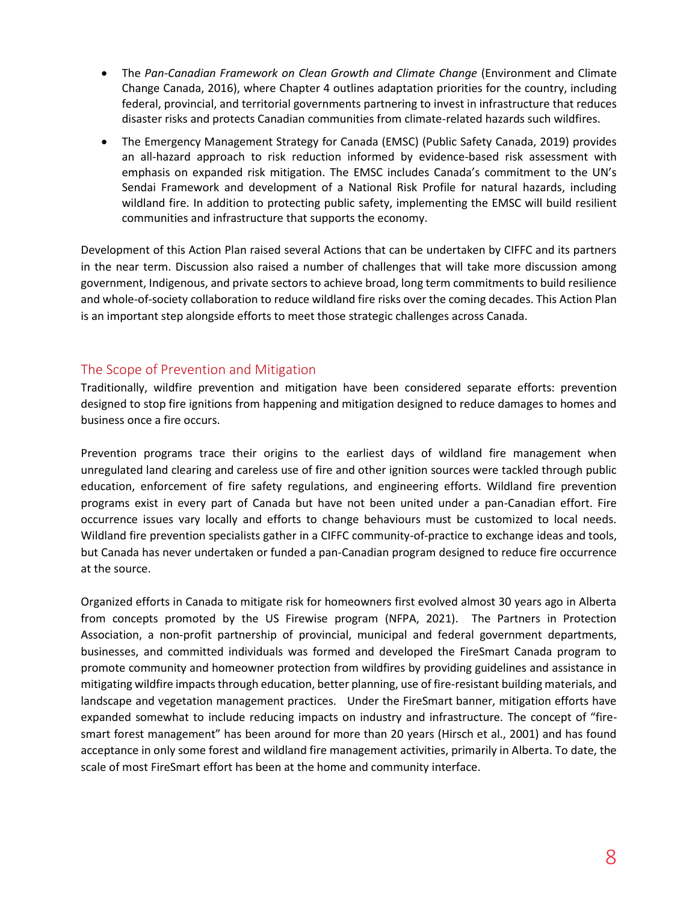- The *Pan-Canadian Framework on Clean Growth and Climate Change* (Environment and Climate Change Canada, 2016), where Chapter 4 outlines adaptation priorities for the country, including federal, provincial, and territorial governments partnering to invest in infrastructure that reduces disaster risks and protects Canadian communities from climate-related hazards such wildfires.
- The Emergency Management Strategy for Canada (EMSC) (Public Safety Canada, 2019) provides an all-hazard approach to risk reduction informed by evidence-based risk assessment with emphasis on expanded risk mitigation. The EMSC includes Canada's commitment to the UN's Sendai Framework and development of a National Risk Profile for natural hazards, including wildland fire. In addition to protecting public safety, implementing the EMSC will build resilient communities and infrastructure that supports the economy.

Development of this Action Plan raised several Actions that can be undertaken by CIFFC and its partners in the near term. Discussion also raised a number of challenges that will take more discussion among government, Indigenous, and private sectors to achieve broad, long term commitments to build resilience and whole-of-society collaboration to reduce wildland fire risks over the coming decades. This Action Plan is an important step alongside efforts to meet those strategic challenges across Canada.

## The Scope of Prevention and Mitigation

Traditionally, wildfire prevention and mitigation have been considered separate efforts: prevention designed to stop fire ignitions from happening and mitigation designed to reduce damages to homes and business once a fire occurs.

Prevention programs trace their origins to the earliest days of wildland fire management when unregulated land clearing and careless use of fire and other ignition sources were tackled through public education, enforcement of fire safety regulations, and engineering efforts. Wildland fire prevention programs exist in every part of Canada but have not been united under a pan-Canadian effort. Fire occurrence issues vary locally and efforts to change behaviours must be customized to local needs. Wildland fire prevention specialists gather in a CIFFC community-of-practice to exchange ideas and tools, but Canada has never undertaken or funded a pan-Canadian program designed to reduce fire occurrence at the source.

Organized efforts in Canada to mitigate risk for homeowners first evolved almost 30 years ago in Alberta from concepts promoted by the US Firewise program (NFPA, 2021). The Partners in Protection Association, a non-profit partnership of provincial, municipal and federal government departments, businesses, and committed individuals was formed and developed the FireSmart Canada program to promote community and homeowner protection from wildfires by providing guidelines and assistance in mitigating wildfire impacts through education, better planning, use of fire-resistant building materials, and landscape and vegetation management practices. Under the FireSmart banner, mitigation efforts have expanded somewhat to include reducing impacts on industry and infrastructure. The concept of "fire-smart forest management" has been around for more than 20 years (Hirsch et al., 2001) and has found acceptance in only some forest and wildland fire management activities, primarily in Alberta. To date, the scale of most FireSmart effort has been at the home and community interface.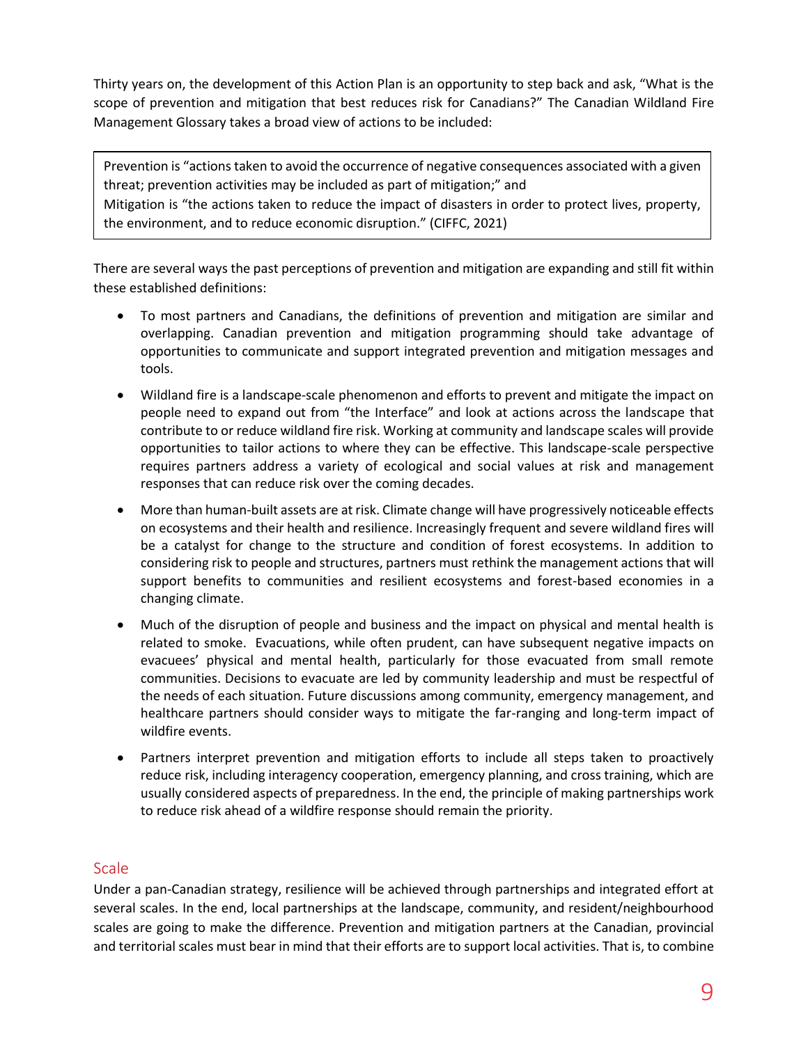Thirty years on, the development of this Action Plan is an opportunity to step back and ask, “What is the scope of prevention and mitigation that best reduces risk for Canadians?” The Canadian Wildland Fire Management Glossary takes a broad view of actions to be included:

> Prevention is “actions taken to avoid the occurrence of negative consequences associated with a given threat; prevention activities may be included as part of mitigation;” and
> Mitigation is “the actions taken to reduce the impact of disasters in order to protect lives, property, the environment, and to reduce economic disruption.” (CIFFC, 2021)

There are several ways the past perceptions of prevention and mitigation are expanding and still fit within these established definitions:

- To most partners and Canadians, the definitions of prevention and mitigation are similar and overlapping. Canadian prevention and mitigation programming should take advantage of opportunities to communicate and support integrated prevention and mitigation messages and tools.
- Wildland fire is a landscape-scale phenomenon and efforts to prevent and mitigate the impact on people need to expand out from “the Interface” and look at actions across the landscape that contribute to or reduce wildland fire risk. Working at community and landscape scales will provide opportunities to tailor actions to where they can be effective. This landscape-scale perspective requires partners address a variety of ecological and social values at risk and management responses that can reduce risk over the coming decades.
- More than human-built assets are at risk. Climate change will have progressively noticeable effects on ecosystems and their health and resilience. Increasingly frequent and severe wildland fires will be a catalyst for change to the structure and condition of forest ecosystems. In addition to considering risk to people and structures, partners must rethink the management actions that will support benefits to communities and resilient ecosystems and forest-based economies in a changing climate.
- Much of the disruption of people and business and the impact on physical and mental health is related to smoke. Evacuations, while often prudent, can have subsequent negative impacts on evacuees’ physical and mental health, particularly for those evacuated from small remote communities. Decisions to evacuate are led by community leadership and must be respectful of the needs of each situation. Future discussions among community, emergency management, and healthcare partners should consider ways to mitigate the far-ranging and long-term impact of wildfire events.
- Partners interpret prevention and mitigation efforts to include all steps taken to proactively reduce risk, including interagency cooperation, emergency planning, and cross training, which are usually considered aspects of preparedness. In the end, the principle of making partnerships work to reduce risk ahead of a wildfire response should remain the priority.

## Scale

Under a pan-Canadian strategy, resilience will be achieved through partnerships and integrated effort at several scales. In the end, local partnerships at the landscape, community, and resident/neighbourhood scales are going to make the difference. Prevention and mitigation partners at the Canadian, provincial and territorial scales must bear in mind that their efforts are to support local activities. That is, to combine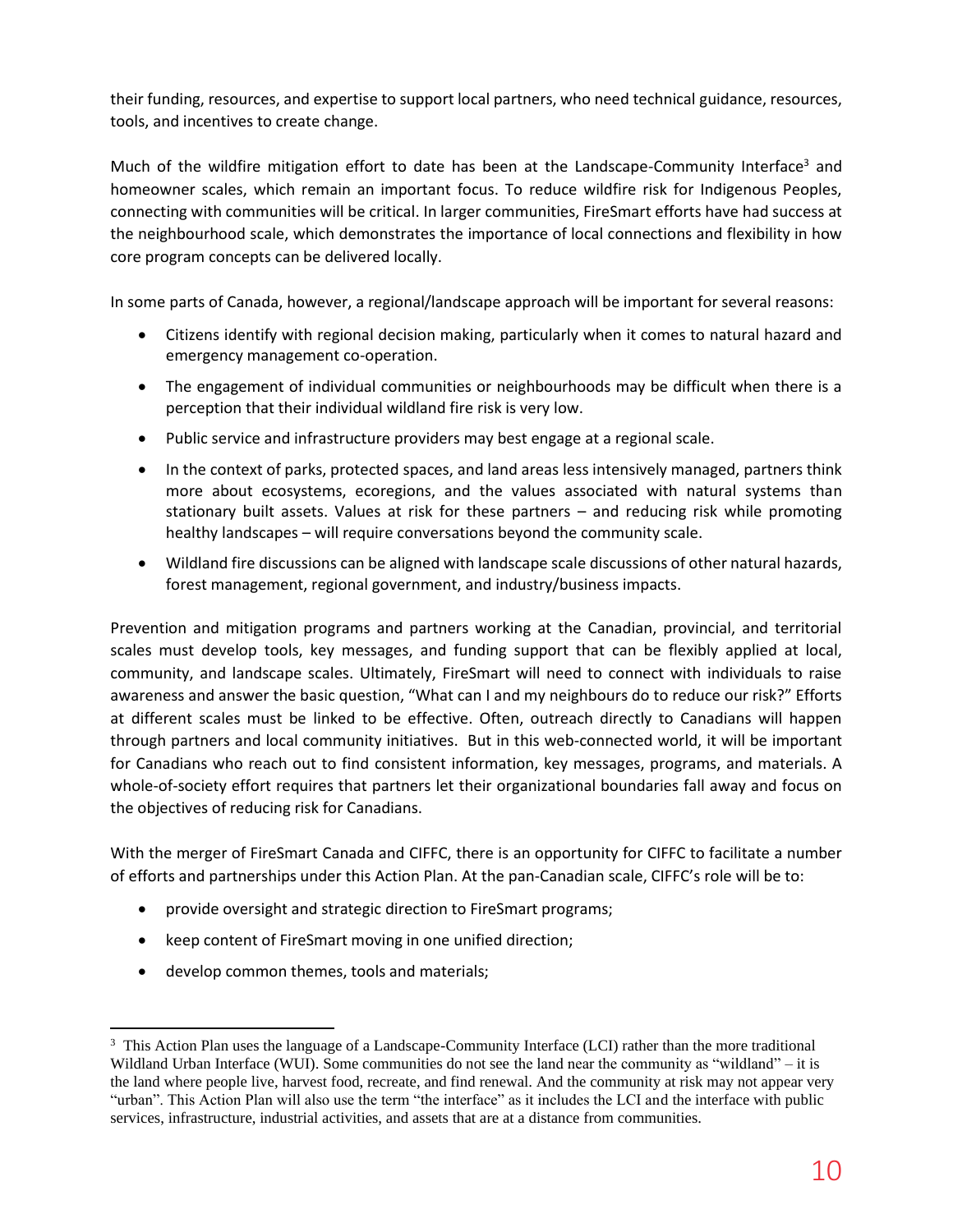their funding, resources, and expertise to support local partners, who need technical guidance, resources, tools, and incentives to create change.

Much of the wildfire mitigation effort to date has been at the Landscape-Community Interface[3] and homeowner scales, which remain an important focus. To reduce wildfire risk for Indigenous Peoples, connecting with communities will be critical. In larger communities, FireSmart efforts have had success at the neighbourhood scale, which demonstrates the importance of local connections and flexibility in how core program concepts can be delivered locally.

In some parts of Canada, however, a regional/landscape approach will be important for several reasons:

- Citizens identify with regional decision making, particularly when it comes to natural hazard and emergency management co-operation.
- The engagement of individual communities or neighbourhoods may be difficult when there is a perception that their individual wildland fire risk is very low.
- Public service and infrastructure providers may best engage at a regional scale.
- In the context of parks, protected spaces, and land areas less intensively managed, partners think more about ecosystems, ecoregions, and the values associated with natural systems than stationary built assets. Values at risk for these partners – and reducing risk while promoting healthy landscapes – will require conversations beyond the community scale.
- Wildland fire discussions can be aligned with landscape scale discussions of other natural hazards, forest management, regional government, and industry/business impacts.

Prevention and mitigation programs and partners working at the Canadian, provincial, and territorial scales must develop tools, key messages, and funding support that can be flexibly applied at local, community, and landscape scales. Ultimately, FireSmart will need to connect with individuals to raise awareness and answer the basic question, "What can I and my neighbours do to reduce our risk?" Efforts at different scales must be linked to be effective. Often, outreach directly to Canadians will happen through partners and local community initiatives. But in this web-connected world, it will be important for Canadians who reach out to find consistent information, key messages, programs, and materials. A whole-of-society effort requires that partners let their organizational boundaries fall away and focus on the objectives of reducing risk for Canadians.

With the merger of FireSmart Canada and CIFFC, there is an opportunity for CIFFC to facilitate a number of efforts and partnerships under this Action Plan. At the pan-Canadian scale, CIFFC's role will be to:

- provide oversight and strategic direction to FireSmart programs;
- keep content of FireSmart moving in one unified direction;
- develop common themes, tools and materials;

[3] This Action Plan uses the language of a Landscape-Community Interface (LCI) rather than the more traditional Wildland Urban Interface (WUI). Some communities do not see the land near the community as "wildland" – it is the land where people live, harvest food, recreate, and find renewal. And the community at risk may not appear very "urban". This Action Plan will also use the term "the interface" as it includes the LCI and the interface with public services, infrastructure, industrial activities, and assets that are at a distance from communities.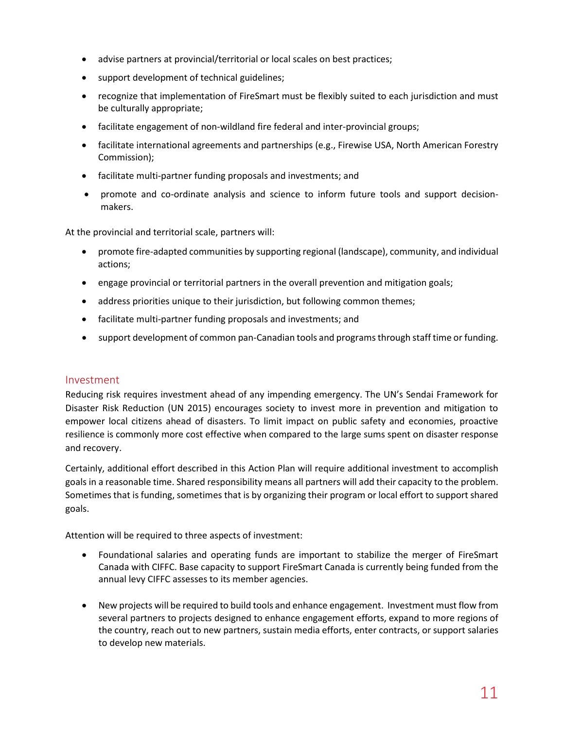- advise partners at provincial/territorial or local scales on best practices;
- support development of technical guidelines;
- recognize that implementation of FireSmart must be flexibly suited to each jurisdiction and must be culturally appropriate;
- facilitate engagement of non-wildland fire federal and inter-provincial groups;
- facilitate international agreements and partnerships (e.g., Firewise USA, North American Forestry Commission);
- facilitate multi-partner funding proposals and investments; and
- promote and co-ordinate analysis and science to inform future tools and support decision-makers.

At the provincial and territorial scale, partners will:

- promote fire-adapted communities by supporting regional (landscape), community, and individual actions;
- engage provincial or territorial partners in the overall prevention and mitigation goals;
- address priorities unique to their jurisdiction, but following common themes;
- facilitate multi-partner funding proposals and investments; and
- support development of common pan-Canadian tools and programs through staff time or funding.

## Investment

Reducing risk requires investment ahead of any impending emergency. The UN's Sendai Framework for Disaster Risk Reduction (UN 2015) encourages society to invest more in prevention and mitigation to empower local citizens ahead of disasters. To limit impact on public safety and economies, proactive resilience is commonly more cost effective when compared to the large sums spent on disaster response and recovery.

Certainly, additional effort described in this Action Plan will require additional investment to accomplish goals in a reasonable time. Shared responsibility means all partners will add their capacity to the problem. Sometimes that is funding, sometimes that is by organizing their program or local effort to support shared goals.

Attention will be required to three aspects of investment:

- Foundational salaries and operating funds are important to stabilize the merger of FireSmart Canada with CIFFC. Base capacity to support FireSmart Canada is currently being funded from the annual levy CIFFC assesses to its member agencies.

- New projects will be required to build tools and enhance engagement. Investment must flow from several partners to projects designed to enhance engagement efforts, expand to more regions of the country, reach out to new partners, sustain media efforts, enter contracts, or support salaries to develop new materials.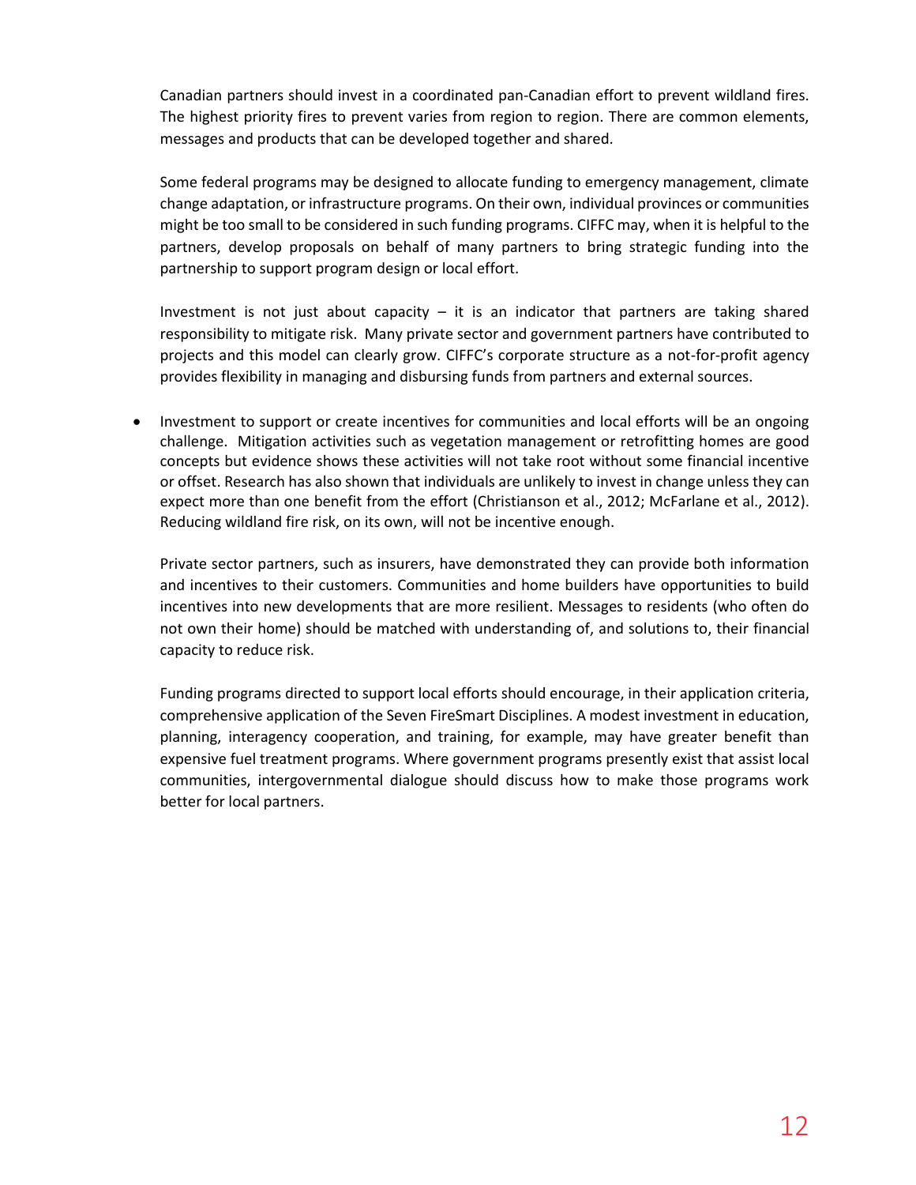Canadian partners should invest in a coordinated pan-Canadian effort to prevent wildland fires. The highest priority fires to prevent varies from region to region. There are common elements, messages and products that can be developed together and shared.

Some federal programs may be designed to allocate funding to emergency management, climate change adaptation, or infrastructure programs. On their own, individual provinces or communities might be too small to be considered in such funding programs. CIFFC may, when it is helpful to the partners, develop proposals on behalf of many partners to bring strategic funding into the partnership to support program design or local effort.

Investment is not just about capacity – it is an indicator that partners are taking shared responsibility to mitigate risk. Many private sector and government partners have contributed to projects and this model can clearly grow. CIFFC's corporate structure as a not-for-profit agency provides flexibility in managing and disbursing funds from partners and external sources.

- Investment to support or create incentives for communities and local efforts will be an ongoing challenge. Mitigation activities such as vegetation management or retrofitting homes are good concepts but evidence shows these activities will not take root without some financial incentive or offset. Research has also shown that individuals are unlikely to invest in change unless they can expect more than one benefit from the effort (Christianson et al., 2012; McFarlane et al., 2012). Reducing wildland fire risk, on its own, will not be incentive enough.

  Private sector partners, such as insurers, have demonstrated they can provide both information and incentives to their customers. Communities and home builders have opportunities to build incentives into new developments that are more resilient. Messages to residents (who often do not own their home) should be matched with understanding of, and solutions to, their financial capacity to reduce risk.

  Funding programs directed to support local efforts should encourage, in their application criteria, comprehensive application of the Seven FireSmart Disciplines. A modest investment in education, planning, interagency cooperation, and training, for example, may have greater benefit than expensive fuel treatment programs. Where government programs presently exist that assist local communities, intergovernmental dialogue should discuss how to make those programs work better for local partners.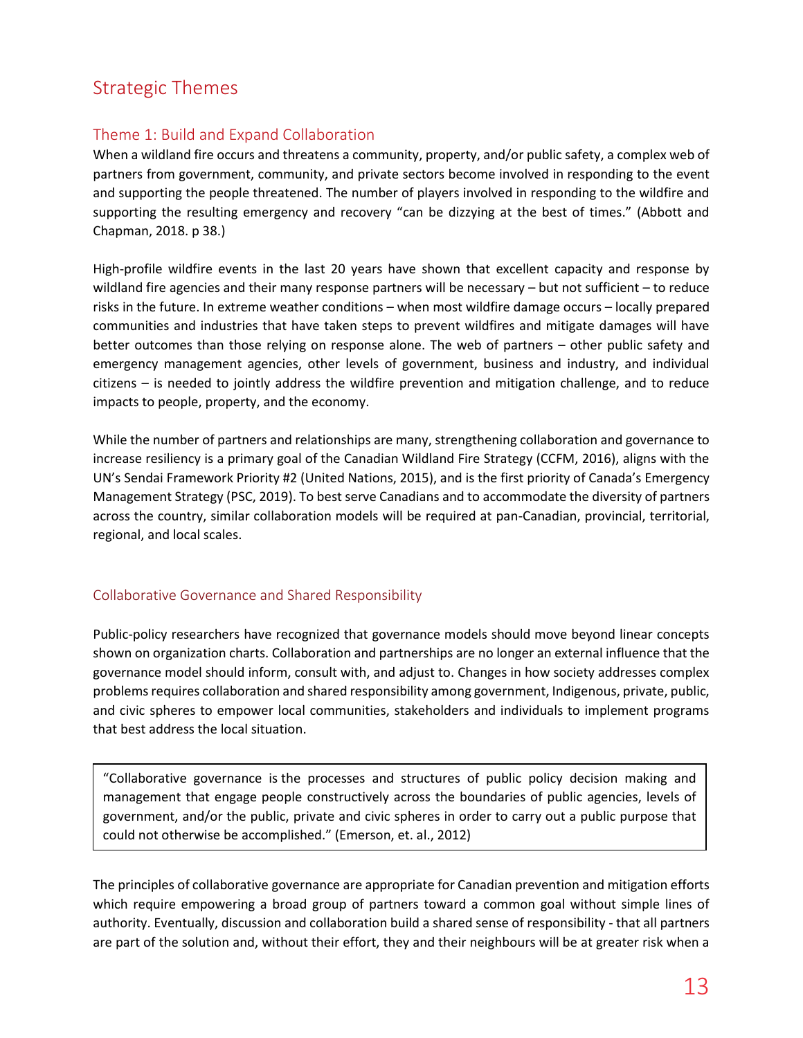# Strategic Themes

## Theme 1: Build and Expand Collaboration

When a wildland fire occurs and threatens a community, property, and/or public safety, a complex web of partners from government, community, and private sectors become involved in responding to the event and supporting the people threatened. The number of players involved in responding to the wildfire and supporting the resulting emergency and recovery "can be dizzying at the best of times." (Abbott and Chapman, 2018. p 38.)

High-profile wildfire events in the last 20 years have shown that excellent capacity and response by wildland fire agencies and their many response partners will be necessary – but not sufficient – to reduce risks in the future. In extreme weather conditions – when most wildfire damage occurs – locally prepared communities and industries that have taken steps to prevent wildfires and mitigate damages will have better outcomes than those relying on response alone. The web of partners – other public safety and emergency management agencies, other levels of government, business and industry, and individual citizens – is needed to jointly address the wildfire prevention and mitigation challenge, and to reduce impacts to people, property, and the economy.

While the number of partners and relationships are many, strengthening collaboration and governance to increase resiliency is a primary goal of the Canadian Wildland Fire Strategy (CCFM, 2016), aligns with the UN's Sendai Framework Priority #2 (United Nations, 2015), and is the first priority of Canada's Emergency Management Strategy (PSC, 2019). To best serve Canadians and to accommodate the diversity of partners across the country, similar collaboration models will be required at pan-Canadian, provincial, territorial, regional, and local scales.

### Collaborative Governance and Shared Responsibility

Public-policy researchers have recognized that governance models should move beyond linear concepts shown on organization charts. Collaboration and partnerships are no longer an external influence that the governance model should inform, consult with, and adjust to. Changes in how society addresses complex problems requires collaboration and shared responsibility among government, Indigenous, private, public, and civic spheres to empower local communities, stakeholders and individuals to implement programs that best address the local situation.

> "Collaborative governance is the processes and structures of public policy decision making and management that engage people constructively across the boundaries of public agencies, levels of government, and/or the public, private and civic spheres in order to carry out a public purpose that could not otherwise be accomplished." (Emerson, et. al., 2012)

The principles of collaborative governance are appropriate for Canadian prevention and mitigation efforts which require empowering a broad group of partners toward a common goal without simple lines of authority. Eventually, discussion and collaboration build a shared sense of responsibility - that all partners are part of the solution and, without their effort, they and their neighbours will be at greater risk when a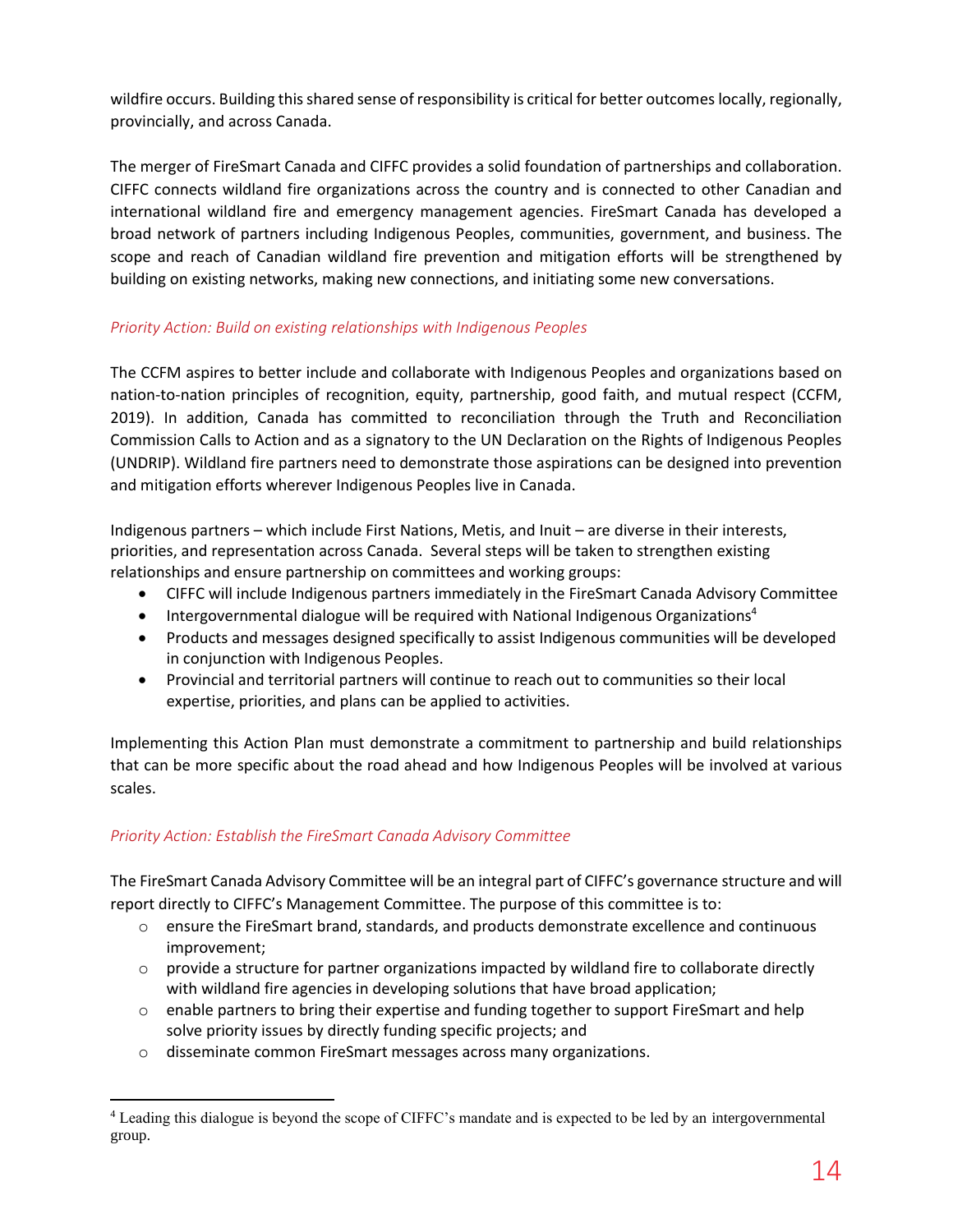wildfire occurs. Building this shared sense of responsibility is critical for better outcomes locally, regionally, provincially, and across Canada.

The merger of FireSmart Canada and CIFFC provides a solid foundation of partnerships and collaboration. CIFFC connects wildland fire organizations across the country and is connected to other Canadian and international wildland fire and emergency management agencies. FireSmart Canada has developed a broad network of partners including Indigenous Peoples, communities, government, and business. The scope and reach of Canadian wildland fire prevention and mitigation efforts will be strengthened by building on existing networks, making new connections, and initiating some new conversations.

*Priority Action: Build on existing relationships with Indigenous Peoples*

The CCFM aspires to better include and collaborate with Indigenous Peoples and organizations based on nation-to-nation principles of recognition, equity, partnership, good faith, and mutual respect (CCFM, 2019). In addition, Canada has committed to reconciliation through the Truth and Reconciliation Commission Calls to Action and as a signatory to the UN Declaration on the Rights of Indigenous Peoples (UNDRIP). Wildland fire partners need to demonstrate those aspirations can be designed into prevention and mitigation efforts wherever Indigenous Peoples live in Canada.

Indigenous partners – which include First Nations, Metis, and Inuit – are diverse in their interests, priorities, and representation across Canada. Several steps will be taken to strengthen existing relationships and ensure partnership on committees and working groups:

- CIFFC will include Indigenous partners immediately in the FireSmart Canada Advisory Committee
- Intergovernmental dialogue will be required with National Indigenous Organizations[4]
- Products and messages designed specifically to assist Indigenous communities will be developed in conjunction with Indigenous Peoples.
- Provincial and territorial partners will continue to reach out to communities so their local expertise, priorities, and plans can be applied to activities.

Implementing this Action Plan must demonstrate a commitment to partnership and build relationships that can be more specific about the road ahead and how Indigenous Peoples will be involved at various scales.

*Priority Action: Establish the FireSmart Canada Advisory Committee*

The FireSmart Canada Advisory Committee will be an integral part of CIFFC's governance structure and will report directly to CIFFC's Management Committee. The purpose of this committee is to:

- ensure the FireSmart brand, standards, and products demonstrate excellence and continuous improvement;
- provide a structure for partner organizations impacted by wildland fire to collaborate directly with wildland fire agencies in developing solutions that have broad application;
- enable partners to bring their expertise and funding together to support FireSmart and help solve priority issues by directly funding specific projects; and
- disseminate common FireSmart messages across many organizations.

---

[4] Leading this dialogue is beyond the scope of CIFFC's mandate and is expected to be led by an intergovernmental group.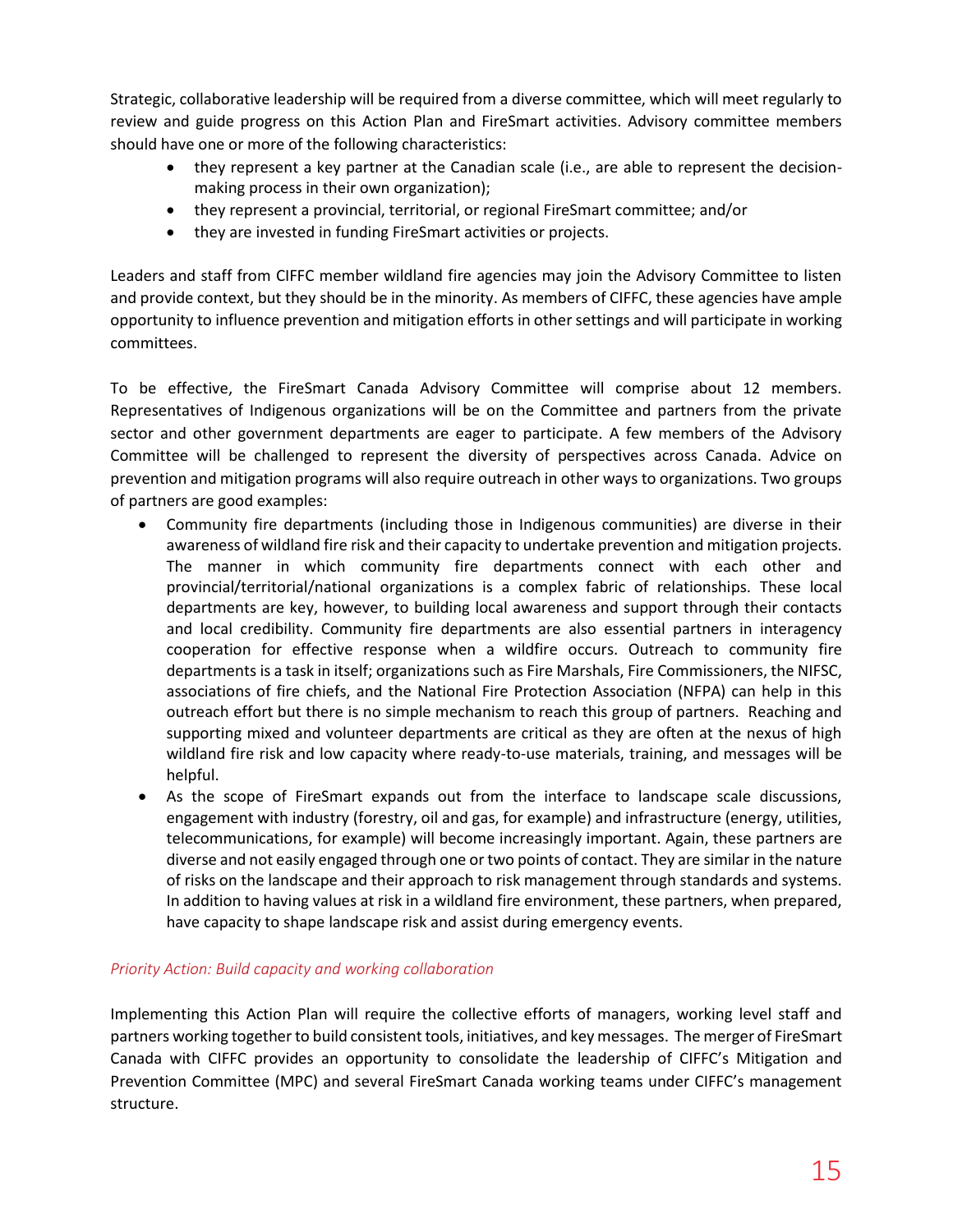Strategic, collaborative leadership will be required from a diverse committee, which will meet regularly to review and guide progress on this Action Plan and FireSmart activities. Advisory committee members should have one or more of the following characteristics:

- they represent a key partner at the Canadian scale (i.e., are able to represent the decision-making process in their own organization);
- they represent a provincial, territorial, or regional FireSmart committee; and/or
- they are invested in funding FireSmart activities or projects.

Leaders and staff from CIFFC member wildland fire agencies may join the Advisory Committee to listen and provide context, but they should be in the minority. As members of CIFFC, these agencies have ample opportunity to influence prevention and mitigation efforts in other settings and will participate in working committees.

To be effective, the FireSmart Canada Advisory Committee will comprise about 12 members. Representatives of Indigenous organizations will be on the Committee and partners from the private sector and other government departments are eager to participate. A few members of the Advisory Committee will be challenged to represent the diversity of perspectives across Canada. Advice on prevention and mitigation programs will also require outreach in other ways to organizations. Two groups of partners are good examples:

- Community fire departments (including those in Indigenous communities) are diverse in their awareness of wildland fire risk and their capacity to undertake prevention and mitigation projects. The manner in which community fire departments connect with each other and provincial/territorial/national organizations is a complex fabric of relationships. These local departments are key, however, to building local awareness and support through their contacts and local credibility. Community fire departments are also essential partners in interagency cooperation for effective response when a wildfire occurs. Outreach to community fire departments is a task in itself; organizations such as Fire Marshals, Fire Commissioners, the NIFSC, associations of fire chiefs, and the National Fire Protection Association (NFPA) can help in this outreach effort but there is no simple mechanism to reach this group of partners. Reaching and supporting mixed and volunteer departments are critical as they are often at the nexus of high wildland fire risk and low capacity where ready-to-use materials, training, and messages will be helpful.
- As the scope of FireSmart expands out from the interface to landscape scale discussions, engagement with industry (forestry, oil and gas, for example) and infrastructure (energy, utilities, telecommunications, for example) will become increasingly important. Again, these partners are diverse and not easily engaged through one or two points of contact. They are similar in the nature of risks on the landscape and their approach to risk management through standards and systems. In addition to having values at risk in a wildland fire environment, these partners, when prepared, have capacity to shape landscape risk and assist during emergency events.

*Priority Action: Build capacity and working collaboration*

Implementing this Action Plan will require the collective efforts of managers, working level staff and partners working together to build consistent tools, initiatives, and key messages. The merger of FireSmart Canada with CIFFC provides an opportunity to consolidate the leadership of CIFFC's Mitigation and Prevention Committee (MPC) and several FireSmart Canada working teams under CIFFC's management structure.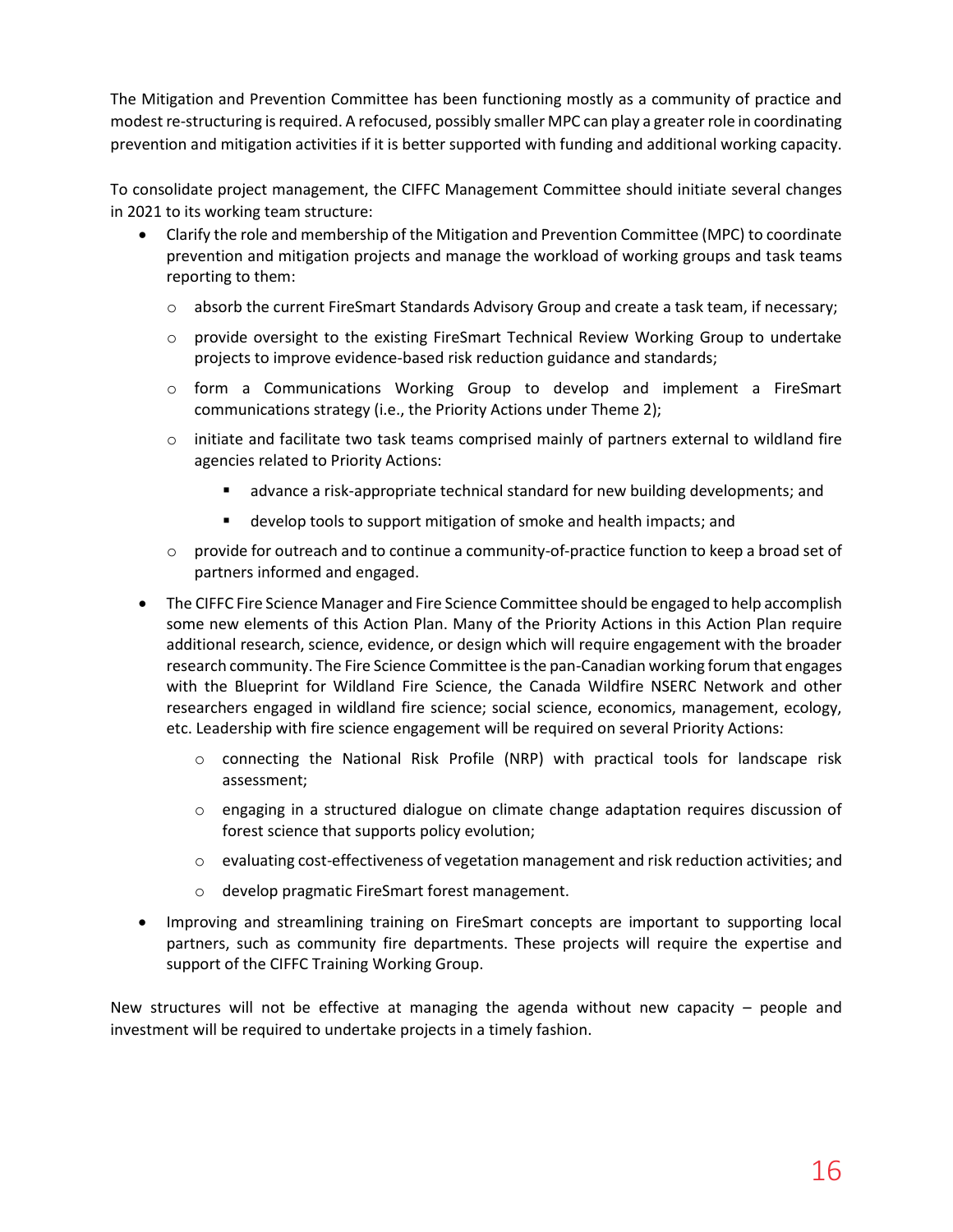The Mitigation and Prevention Committee has been functioning mostly as a community of practice and modest re-structuring is required. A refocused, possibly smaller MPC can play a greater role in coordinating prevention and mitigation activities if it is better supported with funding and additional working capacity.

To consolidate project management, the CIFFC Management Committee should initiate several changes in 2021 to its working team structure:

- Clarify the role and membership of the Mitigation and Prevention Committee (MPC) to coordinate prevention and mitigation projects and manage the workload of working groups and task teams reporting to them:
  - absorb the current FireSmart Standards Advisory Group and create a task team, if necessary;
  - provide oversight to the existing FireSmart Technical Review Working Group to undertake projects to improve evidence-based risk reduction guidance and standards;
  - form a Communications Working Group to develop and implement a FireSmart communications strategy (i.e., the Priority Actions under Theme 2);
  - initiate and facilitate two task teams comprised mainly of partners external to wildland fire agencies related to Priority Actions:
    - advance a risk-appropriate technical standard for new building developments; and
    - develop tools to support mitigation of smoke and health impacts; and
  - provide for outreach and to continue a community-of-practice function to keep a broad set of partners informed and engaged.
- The CIFFC Fire Science Manager and Fire Science Committee should be engaged to help accomplish some new elements of this Action Plan. Many of the Priority Actions in this Action Plan require additional research, science, evidence, or design which will require engagement with the broader research community. The Fire Science Committee is the pan-Canadian working forum that engages with the Blueprint for Wildland Fire Science, the Canada Wildfire NSERC Network and other researchers engaged in wildland fire science; social science, economics, management, ecology, etc. Leadership with fire science engagement will be required on several Priority Actions:
  - connecting the National Risk Profile (NRP) with practical tools for landscape risk assessment;
  - engaging in a structured dialogue on climate change adaptation requires discussion of forest science that supports policy evolution;
  - evaluating cost-effectiveness of vegetation management and risk reduction activities; and
  - develop pragmatic FireSmart forest management.
- Improving and streamlining training on FireSmart concepts are important to supporting local partners, such as community fire departments. These projects will require the expertise and support of the CIFFC Training Working Group.

New structures will not be effective at managing the agenda without new capacity – people and investment will be required to undertake projects in a timely fashion.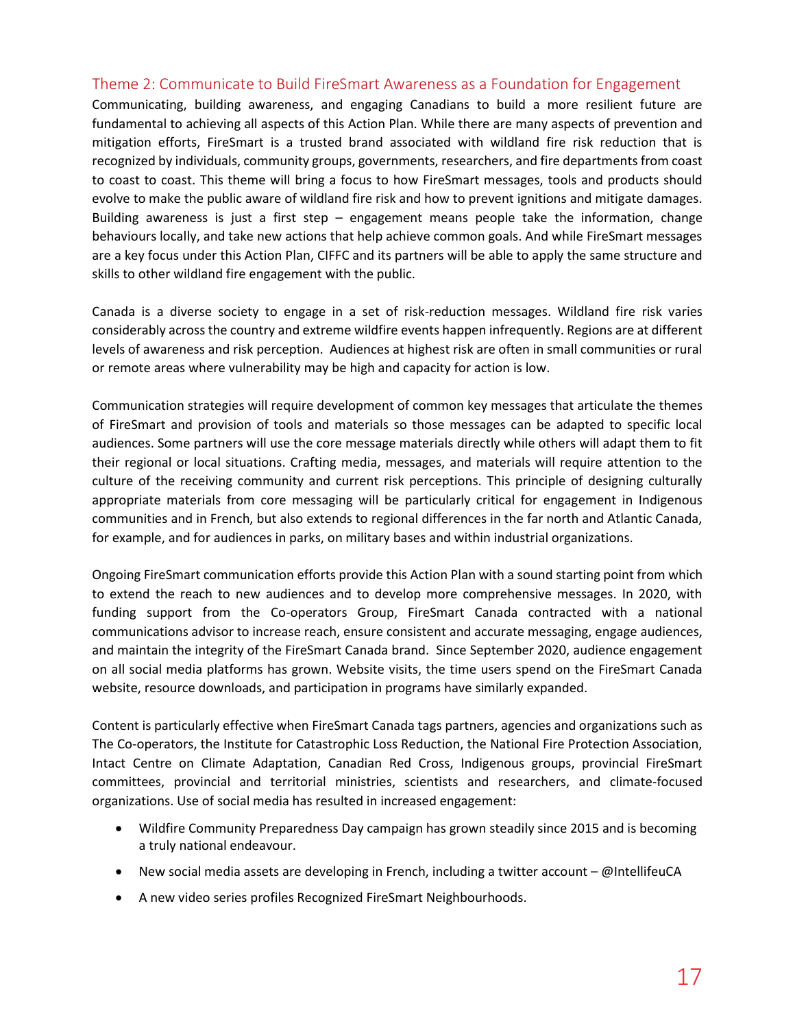## Theme 2: Communicate to Build FireSmart Awareness as a Foundation for Engagement

Communicating, building awareness, and engaging Canadians to build a more resilient future are fundamental to achieving all aspects of this Action Plan. While there are many aspects of prevention and mitigation efforts, FireSmart is a trusted brand associated with wildland fire risk reduction that is recognized by individuals, community groups, governments, researchers, and fire departments from coast to coast. This theme will bring a focus to how FireSmart messages, tools and products should evolve to make the public aware of wildland fire risk and how to prevent ignitions and mitigate damages. Building awareness is just a first step – engagement means people take the information, change behaviours locally, and take new actions that help achieve common goals. And while FireSmart messages are a key focus under this Action Plan, CIFFC and its partners will be able to apply the same structure and skills to other wildland fire engagement with the public.

Canada is a diverse society to engage in a set of risk-reduction messages. Wildland fire risk varies considerably across the country and extreme wildfire events happen infrequently. Regions are at different levels of awareness and risk perception. Audiences at highest risk are often in small communities or rural or remote areas where vulnerability may be high and capacity for action is low.

Communication strategies will require development of common key messages that articulate the themes of FireSmart and provision of tools and materials so those messages can be adapted to specific local audiences. Some partners will use the core message materials directly while others will adapt them to fit their regional or local situations. Crafting media, messages, and materials will require attention to the culture of the receiving community and current risk perceptions. This principle of designing culturally appropriate materials from core messaging will be particularly critical for engagement in Indigenous communities and in French, but also extends to regional differences in the far north and Atlantic Canada, for example, and for audiences in parks, on military bases and within industrial organizations.

Ongoing FireSmart communication efforts provide this Action Plan with a sound starting point from which to extend the reach to new audiences and to develop more comprehensive messages. In 2020, with funding support from the Co-operators Group, FireSmart Canada contracted with a national communications advisor to increase reach, ensure consistent and accurate messaging, engage audiences, and maintain the integrity of the FireSmart Canada brand. Since September 2020, audience engagement on all social media platforms has grown. Website visits, the time users spend on the FireSmart Canada website, resource downloads, and participation in programs have similarly expanded.

Content is particularly effective when FireSmart Canada tags partners, agencies and organizations such as The Co-operators, the Institute for Catastrophic Loss Reduction, the National Fire Protection Association, Intact Centre on Climate Adaptation, Canadian Red Cross, Indigenous groups, provincial FireSmart committees, provincial and territorial ministries, scientists and researchers, and climate-focused organizations. Use of social media has resulted in increased engagement:

- Wildfire Community Preparedness Day campaign has grown steadily since 2015 and is becoming a truly national endeavour.
- New social media assets are developing in French, including a twitter account – @IntellifeuCA
- A new video series profiles Recognized FireSmart Neighbourhoods.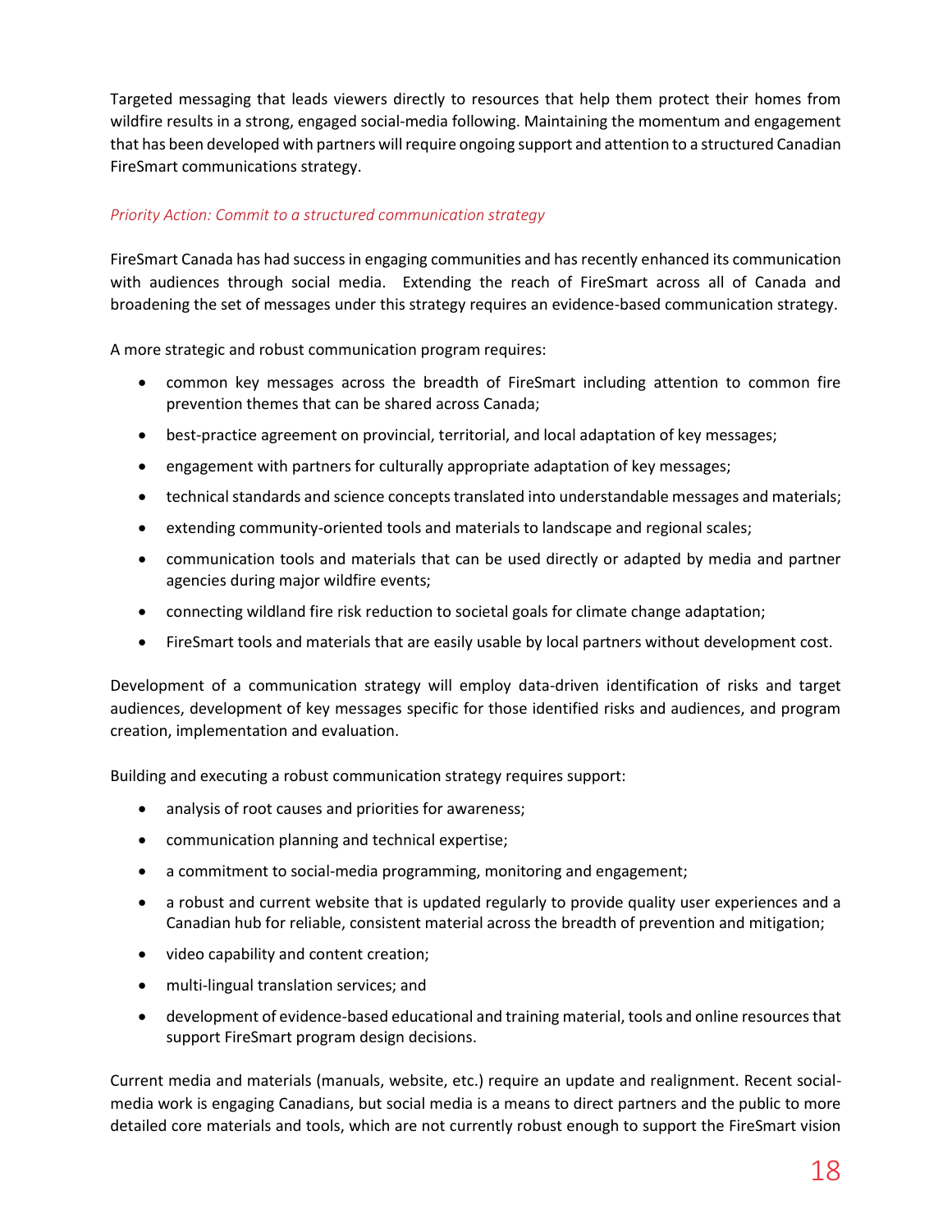Targeted messaging that leads viewers directly to resources that help them protect their homes from wildfire results in a strong, engaged social-media following. Maintaining the momentum and engagement that has been developed with partners will require ongoing support and attention to a structured Canadian FireSmart communications strategy.

*Priority Action: Commit to a structured communication strategy*

FireSmart Canada has had success in engaging communities and has recently enhanced its communication with audiences through social media. Extending the reach of FireSmart across all of Canada and broadening the set of messages under this strategy requires an evidence-based communication strategy.

A more strategic and robust communication program requires:

- common key messages across the breadth of FireSmart including attention to common fire prevention themes that can be shared across Canada;
- best-practice agreement on provincial, territorial, and local adaptation of key messages;
- engagement with partners for culturally appropriate adaptation of key messages;
- technical standards and science concepts translated into understandable messages and materials;
- extending community-oriented tools and materials to landscape and regional scales;
- communication tools and materials that can be used directly or adapted by media and partner agencies during major wildfire events;
- connecting wildland fire risk reduction to societal goals for climate change adaptation;
- FireSmart tools and materials that are easily usable by local partners without development cost.

Development of a communication strategy will employ data-driven identification of risks and target audiences, development of key messages specific for those identified risks and audiences, and program creation, implementation and evaluation.

Building and executing a robust communication strategy requires support:

- analysis of root causes and priorities for awareness;
- communication planning and technical expertise;
- a commitment to social-media programming, monitoring and engagement;
- a robust and current website that is updated regularly to provide quality user experiences and a Canadian hub for reliable, consistent material across the breadth of prevention and mitigation;
- video capability and content creation;
- multi-lingual translation services; and
- development of evidence-based educational and training material, tools and online resources that support FireSmart program design decisions.

Current media and materials (manuals, website, etc.) require an update and realignment. Recent social-media work is engaging Canadians, but social media is a means to direct partners and the public to more detailed core materials and tools, which are not currently robust enough to support the FireSmart vision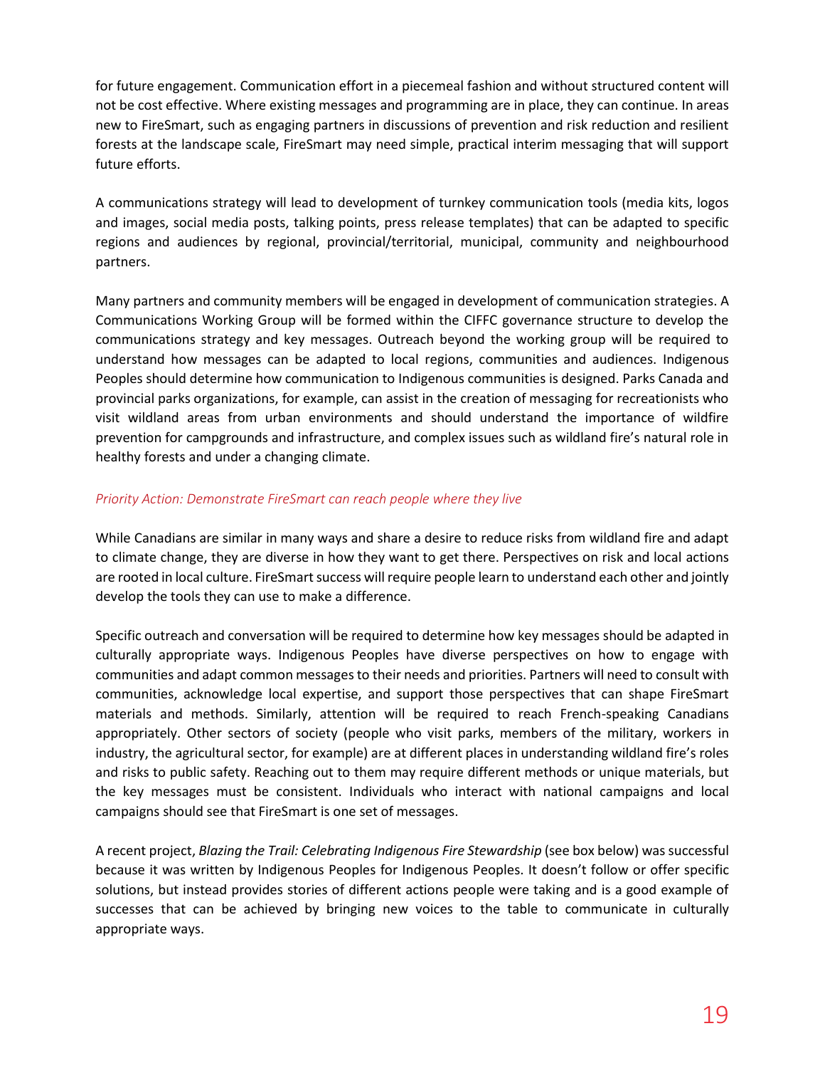for future engagement. Communication effort in a piecemeal fashion and without structured content will not be cost effective. Where existing messages and programming are in place, they can continue. In areas new to FireSmart, such as engaging partners in discussions of prevention and risk reduction and resilient forests at the landscape scale, FireSmart may need simple, practical interim messaging that will support future efforts.

A communications strategy will lead to development of turnkey communication tools (media kits, logos and images, social media posts, talking points, press release templates) that can be adapted to specific regions and audiences by regional, provincial/territorial, municipal, community and neighbourhood partners.

Many partners and community members will be engaged in development of communication strategies. A Communications Working Group will be formed within the CIFFC governance structure to develop the communications strategy and key messages. Outreach beyond the working group will be required to understand how messages can be adapted to local regions, communities and audiences. Indigenous Peoples should determine how communication to Indigenous communities is designed. Parks Canada and provincial parks organizations, for example, can assist in the creation of messaging for recreationists who visit wildland areas from urban environments and should understand the importance of wildfire prevention for campgrounds and infrastructure, and complex issues such as wildland fire's natural role in healthy forests and under a changing climate.

*Priority Action: Demonstrate FireSmart can reach people where they live*

While Canadians are similar in many ways and share a desire to reduce risks from wildland fire and adapt to climate change, they are diverse in how they want to get there. Perspectives on risk and local actions are rooted in local culture. FireSmart success will require people learn to understand each other and jointly develop the tools they can use to make a difference.

Specific outreach and conversation will be required to determine how key messages should be adapted in culturally appropriate ways. Indigenous Peoples have diverse perspectives on how to engage with communities and adapt common messages to their needs and priorities. Partners will need to consult with communities, acknowledge local expertise, and support those perspectives that can shape FireSmart materials and methods. Similarly, attention will be required to reach French-speaking Canadians appropriately. Other sectors of society (people who visit parks, members of the military, workers in industry, the agricultural sector, for example) are at different places in understanding wildland fire's roles and risks to public safety. Reaching out to them may require different methods or unique materials, but the key messages must be consistent. Individuals who interact with national campaigns and local campaigns should see that FireSmart is one set of messages.

A recent project, *Blazing the Trail: Celebrating Indigenous Fire Stewardship* (see box below) was successful because it was written by Indigenous Peoples for Indigenous Peoples. It doesn't follow or offer specific solutions, but instead provides stories of different actions people were taking and is a good example of successes that can be achieved by bringing new voices to the table to communicate in culturally appropriate ways.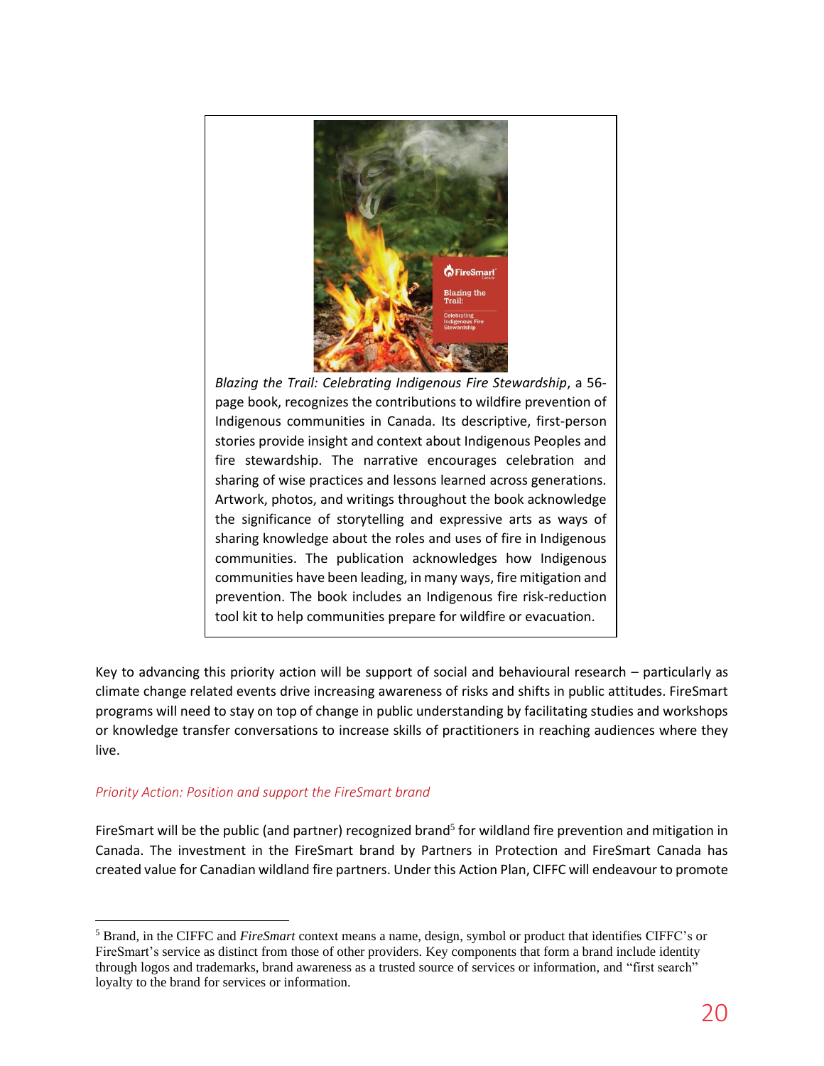*Blazing the Trail: Celebrating Indigenous Fire Stewardship*, a 56-page book, recognizes the contributions to wildfire prevention of Indigenous communities in Canada. Its descriptive, first-person stories provide insight and context about Indigenous Peoples and fire stewardship. The narrative encourages celebration and sharing of wise practices and lessons learned across generations. Artwork, photos, and writings throughout the book acknowledge the significance of storytelling and expressive arts as ways of sharing knowledge about the roles and uses of fire in Indigenous communities. The publication acknowledges how Indigenous communities have been leading, in many ways, fire mitigation and prevention. The book includes an Indigenous fire risk-reduction tool kit to help communities prepare for wildfire or evacuation.

Key to advancing this priority action will be support of social and behavioural research – particularly as climate change related events drive increasing awareness of risks and shifts in public attitudes. FireSmart programs will need to stay on top of change in public understanding by facilitating studies and workshops or knowledge transfer conversations to increase skills of practitioners in reaching audiences where they live.

*Priority Action: Position and support the FireSmart brand*

FireSmart will be the public (and partner) recognized brand[5] for wildland fire prevention and mitigation in Canada. The investment in the FireSmart brand by Partners in Protection and FireSmart Canada has created value for Canadian wildland fire partners. Under this Action Plan, CIFFC will endeavour to promote

[5] Brand, in the CIFFC and *FireSmart* context means a name, design, symbol or product that identifies CIFFC's or FireSmart's service as distinct from those of other providers. Key components that form a brand include identity through logos and trademarks, brand awareness as a trusted source of services or information, and "first search" loyalty to the brand for services or information.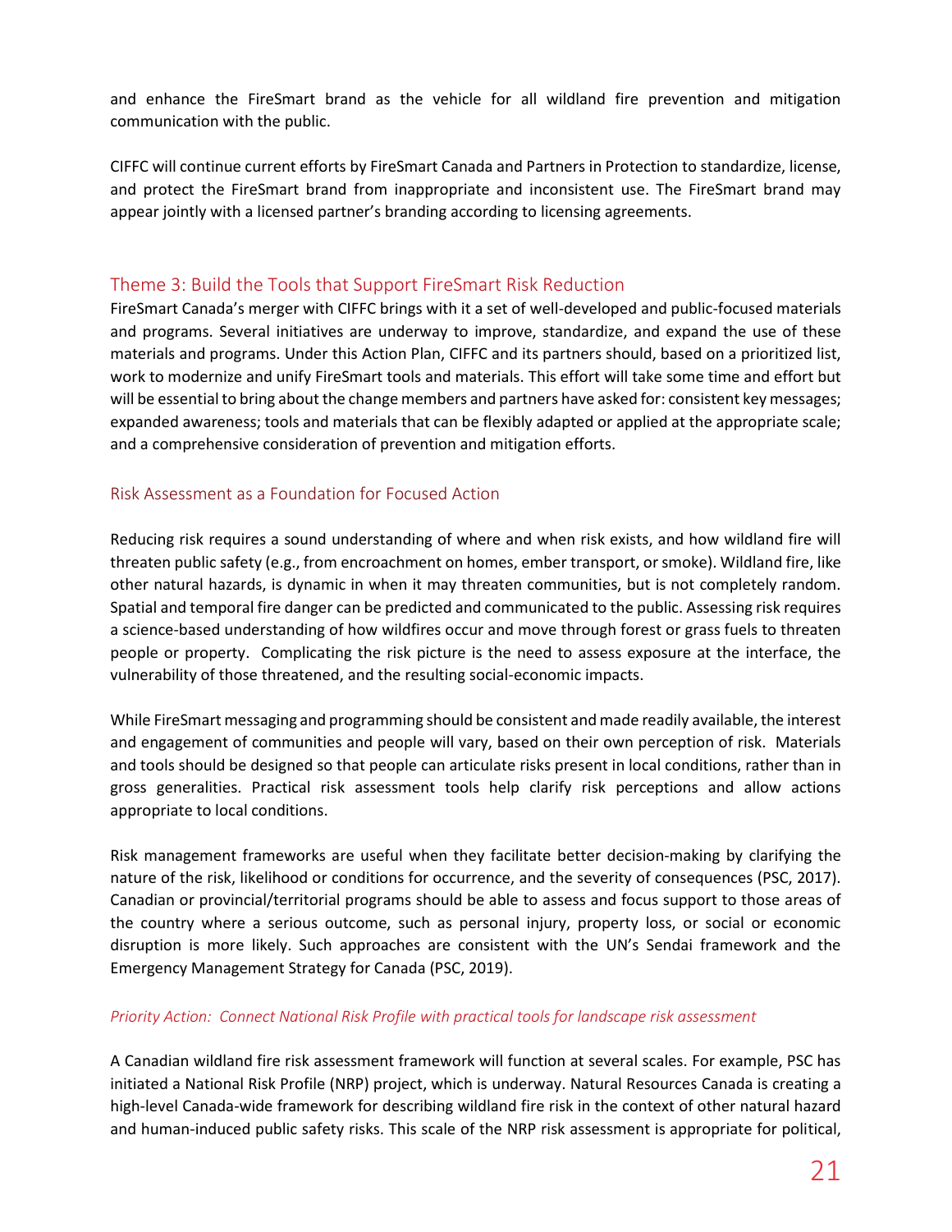and enhance the FireSmart brand as the vehicle for all wildland fire prevention and mitigation communication with the public.

CIFFC will continue current efforts by FireSmart Canada and Partners in Protection to standardize, license, and protect the FireSmart brand from inappropriate and inconsistent use. The FireSmart brand may appear jointly with a licensed partner's branding according to licensing agreements.

## Theme 3: Build the Tools that Support FireSmart Risk Reduction

FireSmart Canada's merger with CIFFC brings with it a set of well-developed and public-focused materials and programs. Several initiatives are underway to improve, standardize, and expand the use of these materials and programs. Under this Action Plan, CIFFC and its partners should, based on a prioritized list, work to modernize and unify FireSmart tools and materials. This effort will take some time and effort but will be essential to bring about the change members and partners have asked for: consistent key messages; expanded awareness; tools and materials that can be flexibly adapted or applied at the appropriate scale; and a comprehensive consideration of prevention and mitigation efforts.

### Risk Assessment as a Foundation for Focused Action

Reducing risk requires a sound understanding of where and when risk exists, and how wildland fire will threaten public safety (e.g., from encroachment on homes, ember transport, or smoke). Wildland fire, like other natural hazards, is dynamic in when it may threaten communities, but is not completely random. Spatial and temporal fire danger can be predicted and communicated to the public. Assessing risk requires a science-based understanding of how wildfires occur and move through forest or grass fuels to threaten people or property. Complicating the risk picture is the need to assess exposure at the interface, the vulnerability of those threatened, and the resulting social-economic impacts.

While FireSmart messaging and programming should be consistent and made readily available, the interest and engagement of communities and people will vary, based on their own perception of risk. Materials and tools should be designed so that people can articulate risks present in local conditions, rather than in gross generalities. Practical risk assessment tools help clarify risk perceptions and allow actions appropriate to local conditions.

Risk management frameworks are useful when they facilitate better decision-making by clarifying the nature of the risk, likelihood or conditions for occurrence, and the severity of consequences (PSC, 2017). Canadian or provincial/territorial programs should be able to assess and focus support to those areas of the country where a serious outcome, such as personal injury, property loss, or social or economic disruption is more likely. Such approaches are consistent with the UN's Sendai framework and the Emergency Management Strategy for Canada (PSC, 2019).

*Priority Action: Connect National Risk Profile with practical tools for landscape risk assessment*

A Canadian wildland fire risk assessment framework will function at several scales. For example, PSC has initiated a National Risk Profile (NRP) project, which is underway. Natural Resources Canada is creating a high-level Canada-wide framework for describing wildland fire risk in the context of other natural hazard and human-induced public safety risks. This scale of the NRP risk assessment is appropriate for political,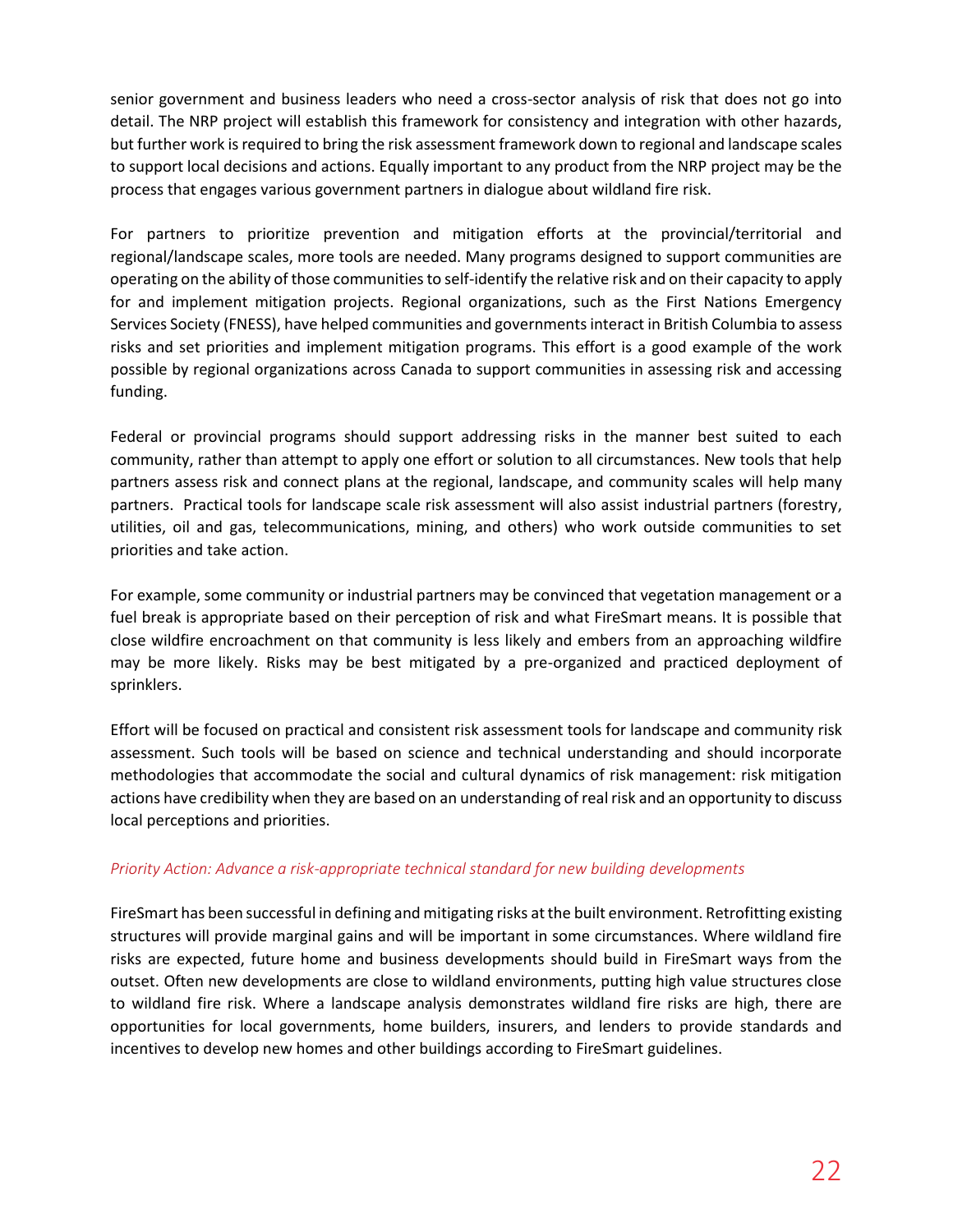senior government and business leaders who need a cross-sector analysis of risk that does not go into detail. The NRP project will establish this framework for consistency and integration with other hazards, but further work is required to bring the risk assessment framework down to regional and landscape scales to support local decisions and actions. Equally important to any product from the NRP project may be the process that engages various government partners in dialogue about wildland fire risk.

For partners to prioritize prevention and mitigation efforts at the provincial/territorial and regional/landscape scales, more tools are needed. Many programs designed to support communities are operating on the ability of those communities to self-identify the relative risk and on their capacity to apply for and implement mitigation projects. Regional organizations, such as the First Nations Emergency Services Society (FNESS), have helped communities and governments interact in British Columbia to assess risks and set priorities and implement mitigation programs. This effort is a good example of the work possible by regional organizations across Canada to support communities in assessing risk and accessing funding.

Federal or provincial programs should support addressing risks in the manner best suited to each community, rather than attempt to apply one effort or solution to all circumstances. New tools that help partners assess risk and connect plans at the regional, landscape, and community scales will help many partners. Practical tools for landscape scale risk assessment will also assist industrial partners (forestry, utilities, oil and gas, telecommunications, mining, and others) who work outside communities to set priorities and take action.

For example, some community or industrial partners may be convinced that vegetation management or a fuel break is appropriate based on their perception of risk and what FireSmart means. It is possible that close wildfire encroachment on that community is less likely and embers from an approaching wildfire may be more likely. Risks may be best mitigated by a pre-organized and practiced deployment of sprinklers.

Effort will be focused on practical and consistent risk assessment tools for landscape and community risk assessment. Such tools will be based on science and technical understanding and should incorporate methodologies that accommodate the social and cultural dynamics of risk management: risk mitigation actions have credibility when they are based on an understanding of real risk and an opportunity to discuss local perceptions and priorities.

*Priority Action: Advance a risk-appropriate technical standard for new building developments*

FireSmart has been successful in defining and mitigating risks at the built environment. Retrofitting existing structures will provide marginal gains and will be important in some circumstances. Where wildland fire risks are expected, future home and business developments should build in FireSmart ways from the outset. Often new developments are close to wildland environments, putting high value structures close to wildland fire risk. Where a landscape analysis demonstrates wildland fire risks are high, there are opportunities for local governments, home builders, insurers, and lenders to provide standards and incentives to develop new homes and other buildings according to FireSmart guidelines.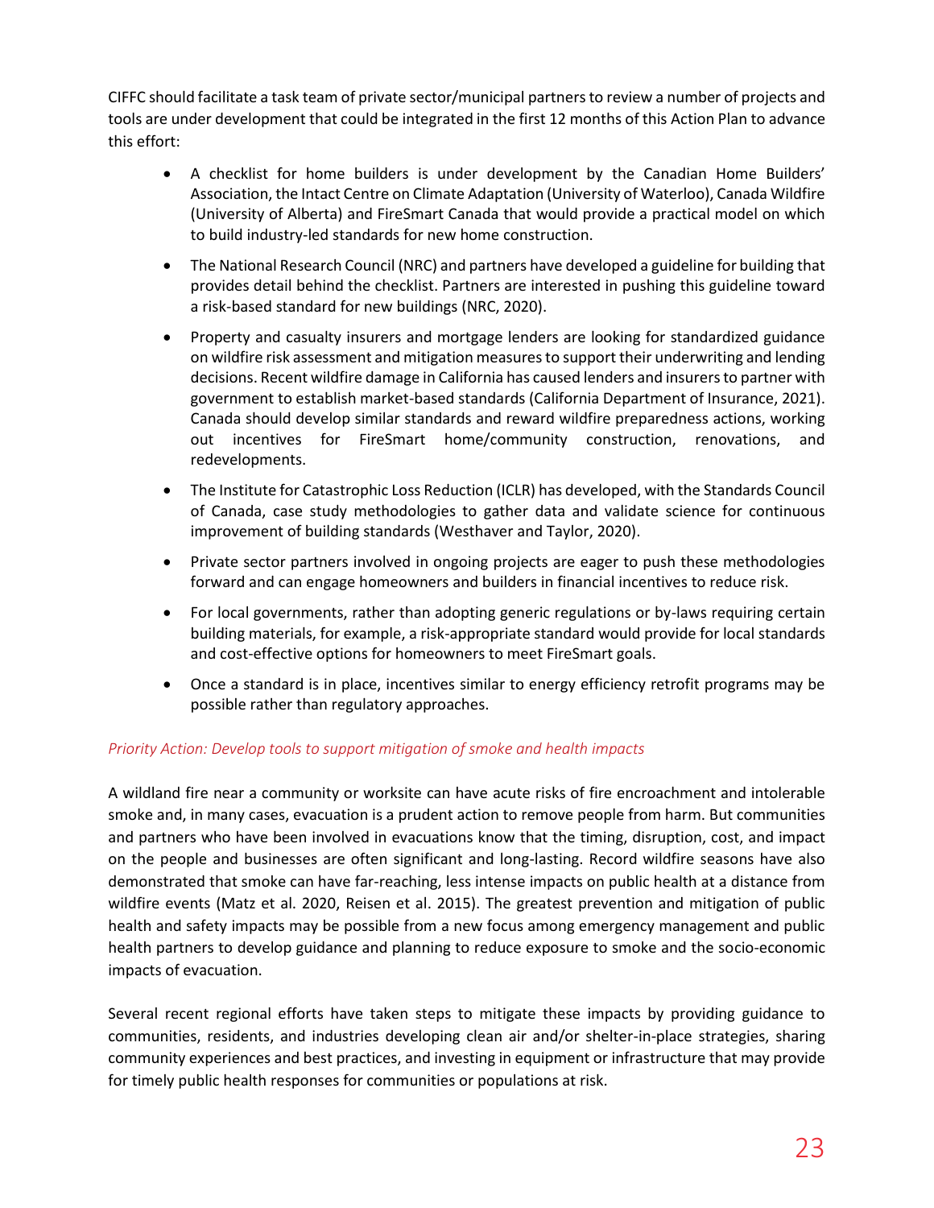CIFFC should facilitate a task team of private sector/municipal partners to review a number of projects and tools are under development that could be integrated in the first 12 months of this Action Plan to advance this effort:

- A checklist for home builders is under development by the Canadian Home Builders' Association, the Intact Centre on Climate Adaptation (University of Waterloo), Canada Wildfire (University of Alberta) and FireSmart Canada that would provide a practical model on which to build industry-led standards for new home construction.
- The National Research Council (NRC) and partners have developed a guideline for building that provides detail behind the checklist. Partners are interested in pushing this guideline toward a risk-based standard for new buildings (NRC, 2020).
- Property and casualty insurers and mortgage lenders are looking for standardized guidance on wildfire risk assessment and mitigation measures to support their underwriting and lending decisions. Recent wildfire damage in California has caused lenders and insurers to partner with government to establish market-based standards (California Department of Insurance, 2021). Canada should develop similar standards and reward wildfire preparedness actions, working out incentives for FireSmart home/community construction, renovations, and redevelopments.
- The Institute for Catastrophic Loss Reduction (ICLR) has developed, with the Standards Council of Canada, case study methodologies to gather data and validate science for continuous improvement of building standards (Westhaver and Taylor, 2020).
- Private sector partners involved in ongoing projects are eager to push these methodologies forward and can engage homeowners and builders in financial incentives to reduce risk.
- For local governments, rather than adopting generic regulations or by-laws requiring certain building materials, for example, a risk-appropriate standard would provide for local standards and cost-effective options for homeowners to meet FireSmart goals.
- Once a standard is in place, incentives similar to energy efficiency retrofit programs may be possible rather than regulatory approaches.

*Priority Action: Develop tools to support mitigation of smoke and health impacts*

A wildland fire near a community or worksite can have acute risks of fire encroachment and intolerable smoke and, in many cases, evacuation is a prudent action to remove people from harm. But communities and partners who have been involved in evacuations know that the timing, disruption, cost, and impact on the people and businesses are often significant and long-lasting. Record wildfire seasons have also demonstrated that smoke can have far-reaching, less intense impacts on public health at a distance from wildfire events (Matz et al. 2020, Reisen et al. 2015). The greatest prevention and mitigation of public health and safety impacts may be possible from a new focus among emergency management and public health partners to develop guidance and planning to reduce exposure to smoke and the socio-economic impacts of evacuation.

Several recent regional efforts have taken steps to mitigate these impacts by providing guidance to communities, residents, and industries developing clean air and/or shelter-in-place strategies, sharing community experiences and best practices, and investing in equipment or infrastructure that may provide for timely public health responses for communities or populations at risk.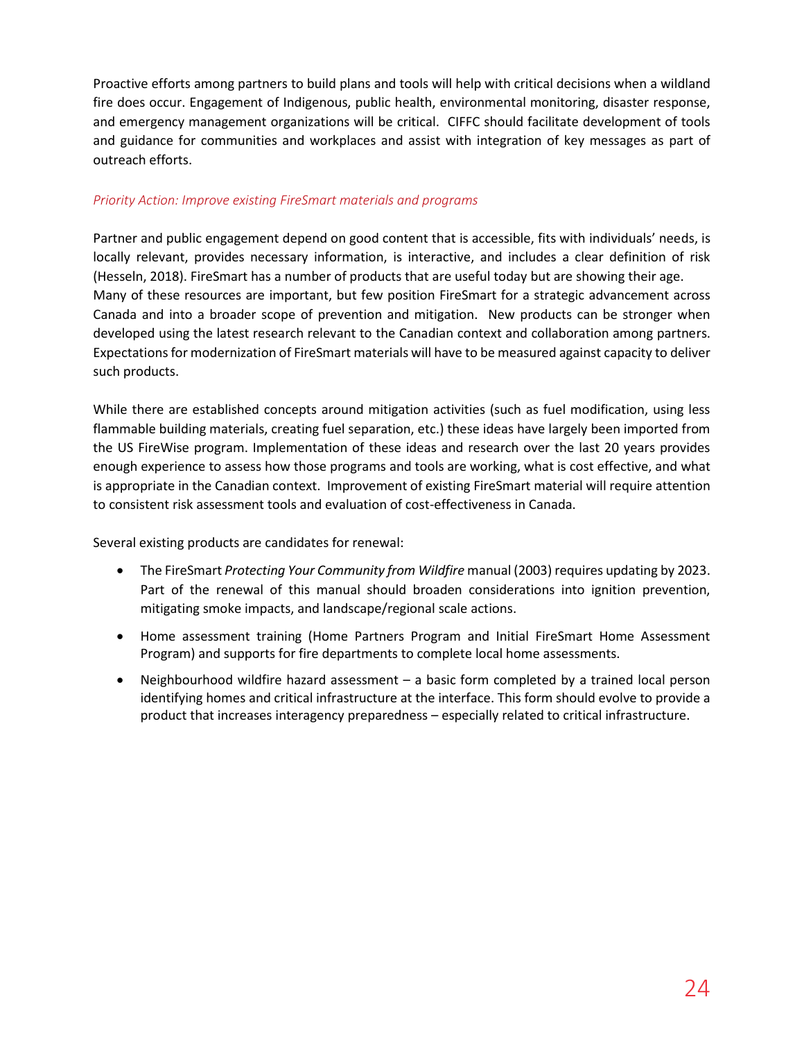Proactive efforts among partners to build plans and tools will help with critical decisions when a wildland fire does occur. Engagement of Indigenous, public health, environmental monitoring, disaster response, and emergency management organizations will be critical. CIFFC should facilitate development of tools and guidance for communities and workplaces and assist with integration of key messages as part of outreach efforts.

*Priority Action: Improve existing FireSmart materials and programs*

Partner and public engagement depend on good content that is accessible, fits with individuals' needs, is locally relevant, provides necessary information, is interactive, and includes a clear definition of risk (Hesseln, 2018). FireSmart has a number of products that are useful today but are showing their age. Many of these resources are important, but few position FireSmart for a strategic advancement across Canada and into a broader scope of prevention and mitigation. New products can be stronger when developed using the latest research relevant to the Canadian context and collaboration among partners. Expectations for modernization of FireSmart materials will have to be measured against capacity to deliver such products.

While there are established concepts around mitigation activities (such as fuel modification, using less flammable building materials, creating fuel separation, etc.) these ideas have largely been imported from the US FireWise program. Implementation of these ideas and research over the last 20 years provides enough experience to assess how those programs and tools are working, what is cost effective, and what is appropriate in the Canadian context. Improvement of existing FireSmart material will require attention to consistent risk assessment tools and evaluation of cost-effectiveness in Canada.

Several existing products are candidates for renewal:

- The FireSmart *Protecting Your Community from Wildfire* manual (2003) requires updating by 2023. Part of the renewal of this manual should broaden considerations into ignition prevention, mitigating smoke impacts, and landscape/regional scale actions.
- Home assessment training (Home Partners Program and Initial FireSmart Home Assessment Program) and supports for fire departments to complete local home assessments.
- Neighbourhood wildfire hazard assessment – a basic form completed by a trained local person identifying homes and critical infrastructure at the interface. This form should evolve to provide a product that increases interagency preparedness – especially related to critical infrastructure.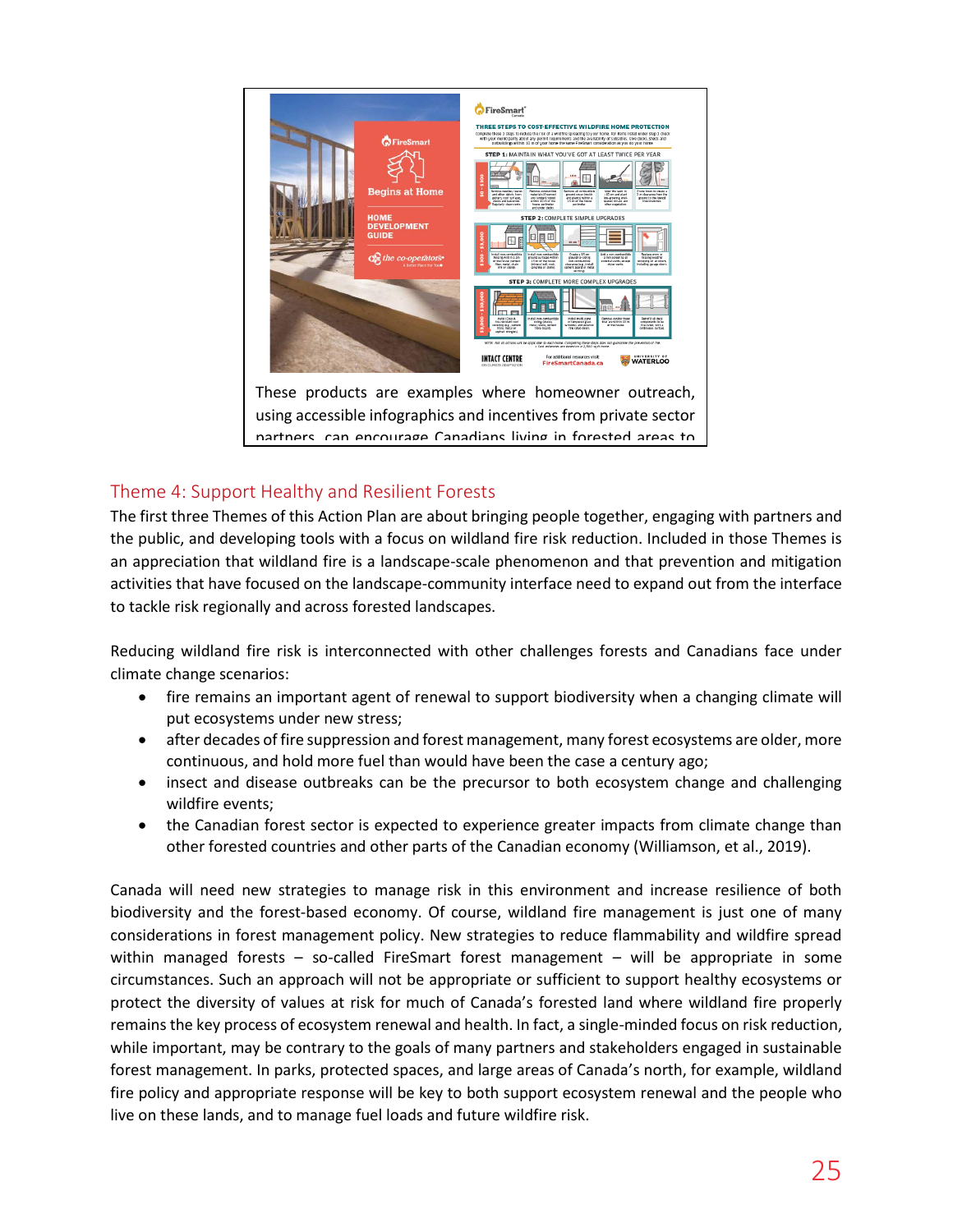These products are examples where homeowner outreach, using accessible infographics and incentives from private sector partners, can encourage Canadians living in forested areas to

## Theme 4: Support Healthy and Resilient Forests

The first three Themes of this Action Plan are about bringing people together, engaging with partners and the public, and developing tools with a focus on wildland fire risk reduction. Included in those Themes is an appreciation that wildland fire is a landscape-scale phenomenon and that prevention and mitigation activities that have focused on the landscape-community interface need to expand out from the interface to tackle risk regionally and across forested landscapes.

Reducing wildland fire risk is interconnected with other challenges forests and Canadians face under climate change scenarios:

- fire remains an important agent of renewal to support biodiversity when a changing climate will put ecosystems under new stress;
- after decades of fire suppression and forest management, many forest ecosystems are older, more continuous, and hold more fuel than would have been the case a century ago;
- insect and disease outbreaks can be the precursor to both ecosystem change and challenging wildfire events;
- the Canadian forest sector is expected to experience greater impacts from climate change than other forested countries and other parts of the Canadian economy (Williamson, et al., 2019).

Canada will need new strategies to manage risk in this environment and increase resilience of both biodiversity and the forest-based economy. Of course, wildland fire management is just one of many considerations in forest management policy. New strategies to reduce flammability and wildfire spread within managed forests – so-called FireSmart forest management – will be appropriate in some circumstances. Such an approach will not be appropriate or sufficient to support healthy ecosystems or protect the diversity of values at risk for much of Canada's forested land where wildland fire properly remains the key process of ecosystem renewal and health. In fact, a single-minded focus on risk reduction, while important, may be contrary to the goals of many partners and stakeholders engaged in sustainable forest management. In parks, protected spaces, and large areas of Canada's north, for example, wildland fire policy and appropriate response will be key to both support ecosystem renewal and the people who live on these lands, and to manage fuel loads and future wildfire risk.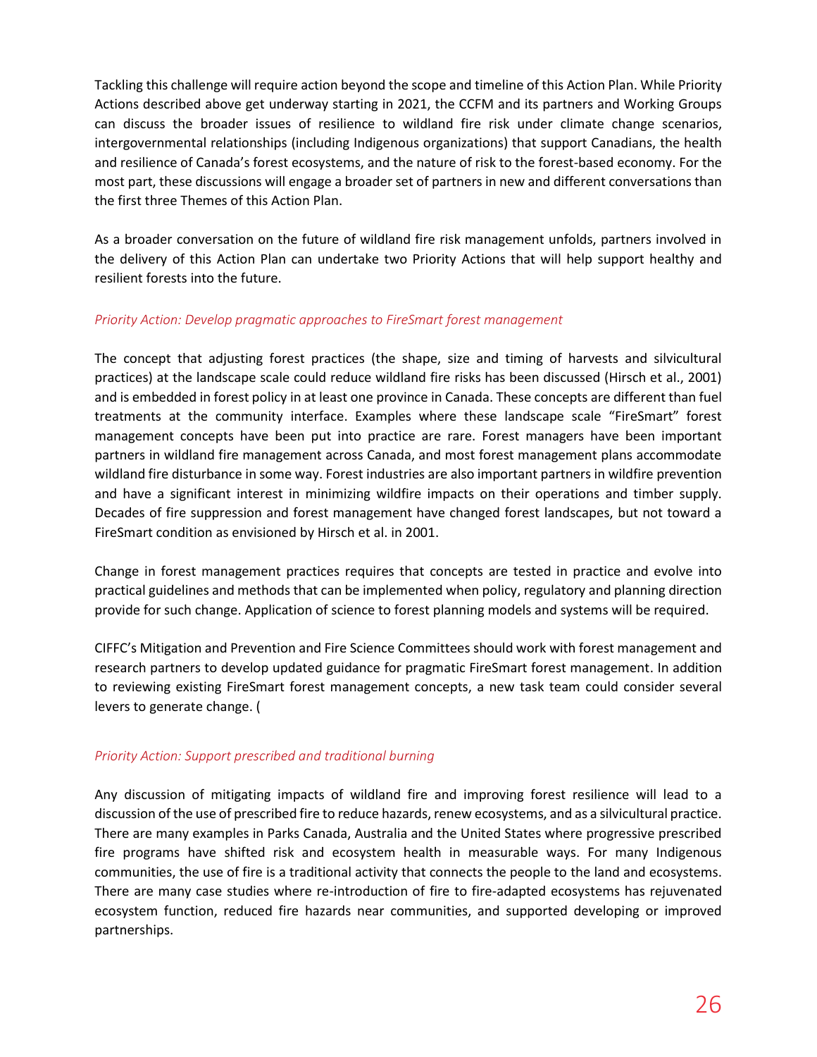Tackling this challenge will require action beyond the scope and timeline of this Action Plan. While Priority Actions described above get underway starting in 2021, the CCFM and its partners and Working Groups can discuss the broader issues of resilience to wildland fire risk under climate change scenarios, intergovernmental relationships (including Indigenous organizations) that support Canadians, the health and resilience of Canada's forest ecosystems, and the nature of risk to the forest-based economy. For the most part, these discussions will engage a broader set of partners in new and different conversations than the first three Themes of this Action Plan.

As a broader conversation on the future of wildland fire risk management unfolds, partners involved in the delivery of this Action Plan can undertake two Priority Actions that will help support healthy and resilient forests into the future.

*Priority Action: Develop pragmatic approaches to FireSmart forest management*

The concept that adjusting forest practices (the shape, size and timing of harvests and silvicultural practices) at the landscape scale could reduce wildland fire risks has been discussed (Hirsch et al., 2001) and is embedded in forest policy in at least one province in Canada. These concepts are different than fuel treatments at the community interface. Examples where these landscape scale "FireSmart" forest management concepts have been put into practice are rare. Forest managers have been important partners in wildland fire management across Canada, and most forest management plans accommodate wildland fire disturbance in some way. Forest industries are also important partners in wildfire prevention and have a significant interest in minimizing wildfire impacts on their operations and timber supply. Decades of fire suppression and forest management have changed forest landscapes, but not toward a FireSmart condition as envisioned by Hirsch et al. in 2001.

Change in forest management practices requires that concepts are tested in practice and evolve into practical guidelines and methods that can be implemented when policy, regulatory and planning direction provide for such change. Application of science to forest planning models and systems will be required.

CIFFC's Mitigation and Prevention and Fire Science Committees should work with forest management and research partners to develop updated guidance for pragmatic FireSmart forest management. In addition to reviewing existing FireSmart forest management concepts, a new task team could consider several levers to generate change. (

*Priority Action: Support prescribed and traditional burning*

Any discussion of mitigating impacts of wildland fire and improving forest resilience will lead to a discussion of the use of prescribed fire to reduce hazards, renew ecosystems, and as a silvicultural practice. There are many examples in Parks Canada, Australia and the United States where progressive prescribed fire programs have shifted risk and ecosystem health in measurable ways. For many Indigenous communities, the use of fire is a traditional activity that connects the people to the land and ecosystems. There are many case studies where re-introduction of fire to fire-adapted ecosystems has rejuvenated ecosystem function, reduced fire hazards near communities, and supported developing or improved partnerships.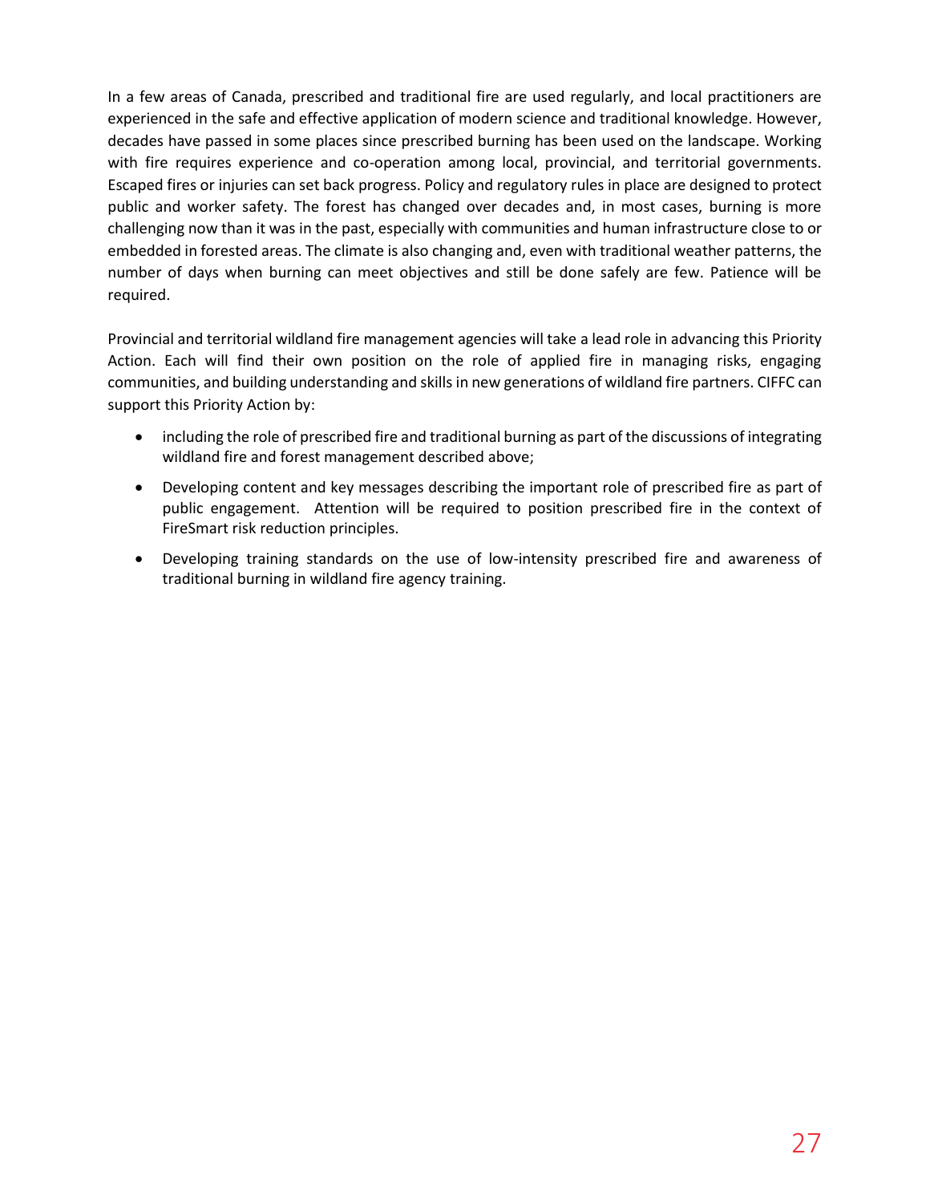In a few areas of Canada, prescribed and traditional fire are used regularly, and local practitioners are experienced in the safe and effective application of modern science and traditional knowledge. However, decades have passed in some places since prescribed burning has been used on the landscape. Working with fire requires experience and co-operation among local, provincial, and territorial governments. Escaped fires or injuries can set back progress. Policy and regulatory rules in place are designed to protect public and worker safety. The forest has changed over decades and, in most cases, burning is more challenging now than it was in the past, especially with communities and human infrastructure close to or embedded in forested areas. The climate is also changing and, even with traditional weather patterns, the number of days when burning can meet objectives and still be done safely are few. Patience will be required.

Provincial and territorial wildland fire management agencies will take a lead role in advancing this Priority Action. Each will find their own position on the role of applied fire in managing risks, engaging communities, and building understanding and skills in new generations of wildland fire partners. CIFFC can support this Priority Action by:

- including the role of prescribed fire and traditional burning as part of the discussions of integrating wildland fire and forest management described above;
- Developing content and key messages describing the important role of prescribed fire as part of public engagement. Attention will be required to position prescribed fire in the context of FireSmart risk reduction principles.
- Developing training standards on the use of low-intensity prescribed fire and awareness of traditional burning in wildland fire agency training.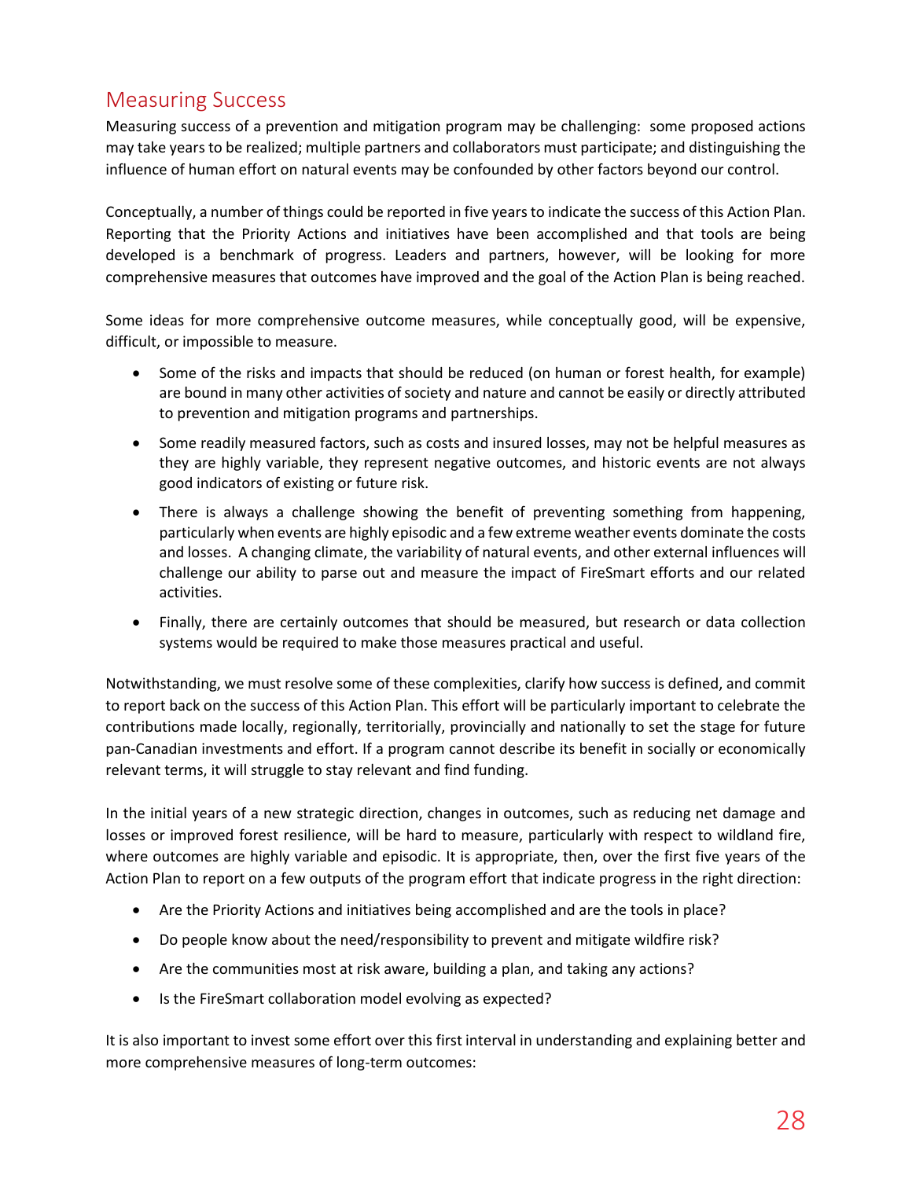## Measuring Success

Measuring success of a prevention and mitigation program may be challenging: some proposed actions may take years to be realized; multiple partners and collaborators must participate; and distinguishing the influence of human effort on natural events may be confounded by other factors beyond our control.

Conceptually, a number of things could be reported in five years to indicate the success of this Action Plan. Reporting that the Priority Actions and initiatives have been accomplished and that tools are being developed is a benchmark of progress. Leaders and partners, however, will be looking for more comprehensive measures that outcomes have improved and the goal of the Action Plan is being reached.

Some ideas for more comprehensive outcome measures, while conceptually good, will be expensive, difficult, or impossible to measure.

- Some of the risks and impacts that should be reduced (on human or forest health, for example) are bound in many other activities of society and nature and cannot be easily or directly attributed to prevention and mitigation programs and partnerships.
- Some readily measured factors, such as costs and insured losses, may not be helpful measures as they are highly variable, they represent negative outcomes, and historic events are not always good indicators of existing or future risk.
- There is always a challenge showing the benefit of preventing something from happening, particularly when events are highly episodic and a few extreme weather events dominate the costs and losses. A changing climate, the variability of natural events, and other external influences will challenge our ability to parse out and measure the impact of FireSmart efforts and our related activities.
- Finally, there are certainly outcomes that should be measured, but research or data collection systems would be required to make those measures practical and useful.

Notwithstanding, we must resolve some of these complexities, clarify how success is defined, and commit to report back on the success of this Action Plan. This effort will be particularly important to celebrate the contributions made locally, regionally, territorially, provincially and nationally to set the stage for future pan-Canadian investments and effort. If a program cannot describe its benefit in socially or economically relevant terms, it will struggle to stay relevant and find funding.

In the initial years of a new strategic direction, changes in outcomes, such as reducing net damage and losses or improved forest resilience, will be hard to measure, particularly with respect to wildland fire, where outcomes are highly variable and episodic. It is appropriate, then, over the first five years of the Action Plan to report on a few outputs of the program effort that indicate progress in the right direction:

- Are the Priority Actions and initiatives being accomplished and are the tools in place?
- Do people know about the need/responsibility to prevent and mitigate wildfire risk?
- Are the communities most at risk aware, building a plan, and taking any actions?
- Is the FireSmart collaboration model evolving as expected?

It is also important to invest some effort over this first interval in understanding and explaining better and more comprehensive measures of long-term outcomes: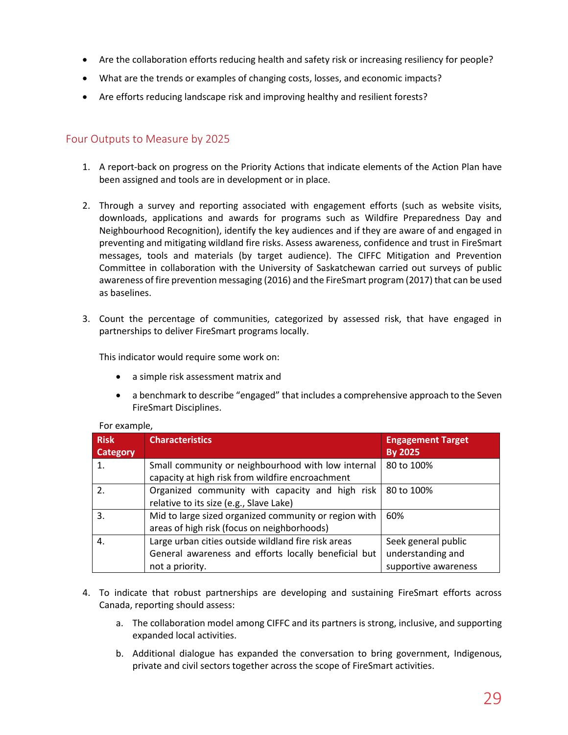- Are the collaboration efforts reducing health and safety risk or increasing resiliency for people?
- What are the trends or examples of changing costs, losses, and economic impacts?
- Are efforts reducing landscape risk and improving healthy and resilient forests?

## Four Outputs to Measure by 2025

1. A report-back on progress on the Priority Actions that indicate elements of the Action Plan have been assigned and tools are in development or in place.

2. Through a survey and reporting associated with engagement efforts (such as website visits, downloads, applications and awards for programs such as Wildfire Preparedness Day and Neighbourhood Recognition), identify the key audiences and if they are aware of and engaged in preventing and mitigating wildland fire risks. Assess awareness, confidence and trust in FireSmart messages, tools and materials (by target audience). The CIFFC Mitigation and Prevention Committee in collaboration with the University of Saskatchewan carried out surveys of public awareness of fire prevention messaging (2016) and the FireSmart program (2017) that can be used as baselines.

3. Count the percentage of communities, categorized by assessed risk, that have engaged in partnerships to deliver FireSmart programs locally.

   This indicator would require some work on:

   - a simple risk assessment matrix and
   - a benchmark to describe "engaged" that includes a comprehensive approach to the Seven FireSmart Disciplines.

   For example,

   | Risk Category | Characteristics | Engagement Target By 2025 |
   |---|---|---|
   | 1. | Small community or neighbourhood with low internal capacity at high risk from wildfire encroachment | 80 to 100% |
   | 2. | Organized community with capacity and high risk relative to its size (e.g., Slave Lake) | 80 to 100% |
   | 3. | Mid to large sized organized community or region with areas of high risk (focus on neighborhoods) | 60% |
   | 4. | Large urban cities outside wildland fire risk areas General awareness and efforts locally beneficial but not a priority. | Seek general public understanding and supportive awareness |

4. To indicate that robust partnerships are developing and sustaining FireSmart efforts across Canada, reporting should assess:

   a. The collaboration model among CIFFC and its partners is strong, inclusive, and supporting expanded local activities.

   b. Additional dialogue has expanded the conversation to bring government, Indigenous, private and civil sectors together across the scope of FireSmart activities.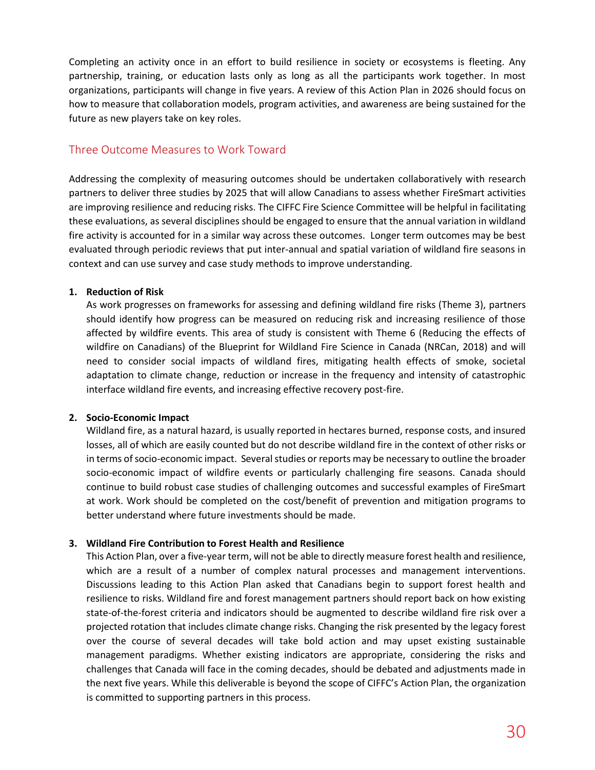Completing an activity once in an effort to build resilience in society or ecosystems is fleeting. Any partnership, training, or education lasts only as long as all the participants work together. In most organizations, participants will change in five years. A review of this Action Plan in 2026 should focus on how to measure that collaboration models, program activities, and awareness are being sustained for the future as new players take on key roles.

## Three Outcome Measures to Work Toward

Addressing the complexity of measuring outcomes should be undertaken collaboratively with research partners to deliver three studies by 2025 that will allow Canadians to assess whether FireSmart activities are improving resilience and reducing risks. The CIFFC Fire Science Committee will be helpful in facilitating these evaluations, as several disciplines should be engaged to ensure that the annual variation in wildland fire activity is accounted for in a similar way across these outcomes. Longer term outcomes may be best evaluated through periodic reviews that put inter-annual and spatial variation of wildland fire seasons in context and can use survey and case study methods to improve understanding.

1. **Reduction of Risk**
   As work progresses on frameworks for assessing and defining wildland fire risks (Theme 3), partners should identify how progress can be measured on reducing risk and increasing resilience of those affected by wildfire events. This area of study is consistent with Theme 6 (Reducing the effects of wildfire on Canadians) of the Blueprint for Wildland Fire Science in Canada (NRCan, 2018) and will need to consider social impacts of wildland fires, mitigating health effects of smoke, societal adaptation to climate change, reduction or increase in the frequency and intensity of catastrophic interface wildland fire events, and increasing effective recovery post-fire.

2. **Socio-Economic Impact**
   Wildland fire, as a natural hazard, is usually reported in hectares burned, response costs, and insured losses, all of which are easily counted but do not describe wildland fire in the context of other risks or in terms of socio-economic impact. Several studies or reports may be necessary to outline the broader socio-economic impact of wildfire events or particularly challenging fire seasons. Canada should continue to build robust case studies of challenging outcomes and successful examples of FireSmart at work. Work should be completed on the cost/benefit of prevention and mitigation programs to better understand where future investments should be made.

3. **Wildland Fire Contribution to Forest Health and Resilience**
   This Action Plan, over a five-year term, will not be able to directly measure forest health and resilience, which are a result of a number of complex natural processes and management interventions. Discussions leading to this Action Plan asked that Canadians begin to support forest health and resilience to risks. Wildland fire and forest management partners should report back on how existing state-of-the-forest criteria and indicators should be augmented to describe wildland fire risk over a projected rotation that includes climate change risks. Changing the risk presented by the legacy forest over the course of several decades will take bold action and may upset existing sustainable management paradigms. Whether existing indicators are appropriate, considering the risks and challenges that Canada will face in the coming decades, should be debated and adjustments made in the next five years. While this deliverable is beyond the scope of CIFFC's Action Plan, the organization is committed to supporting partners in this process.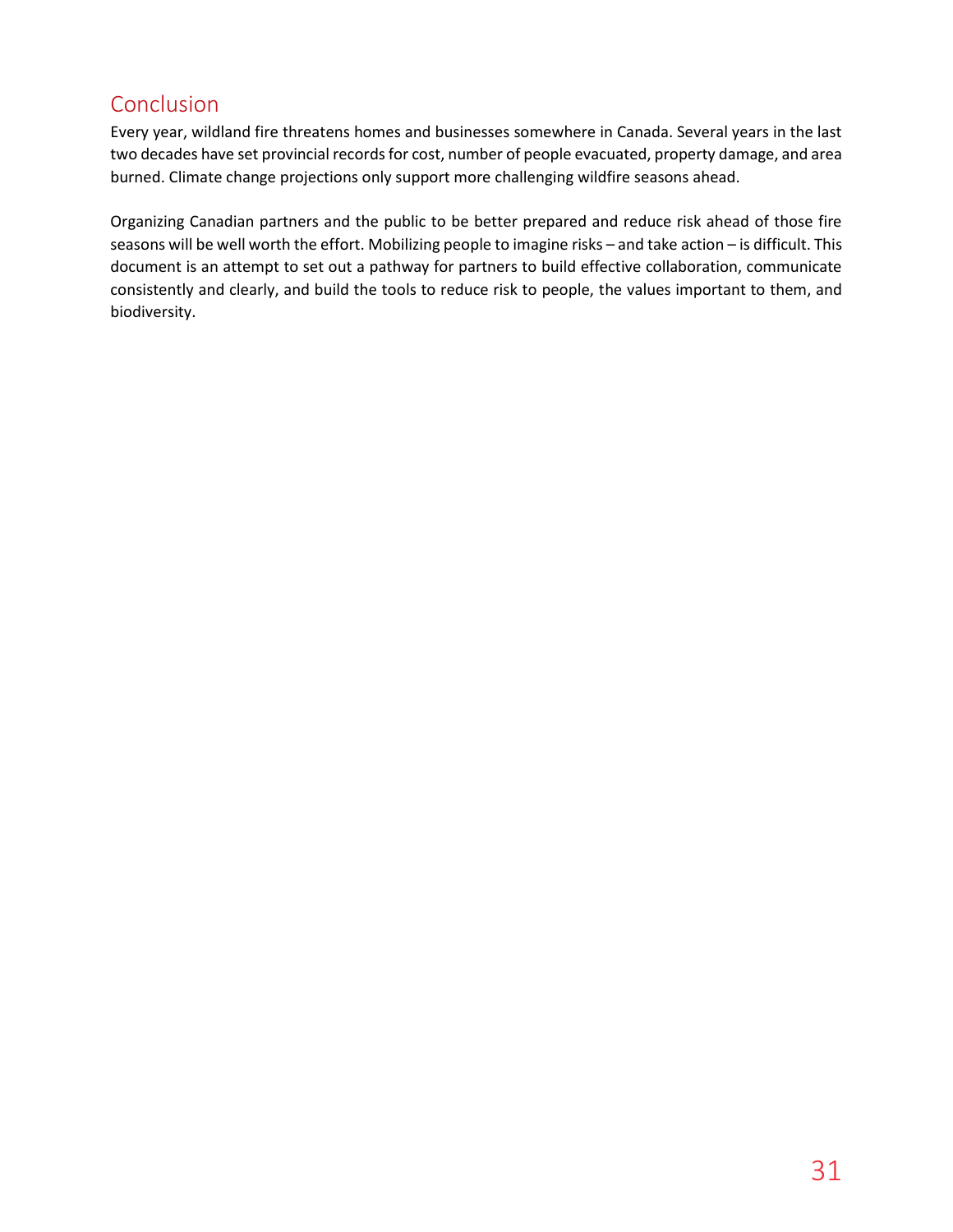## Conclusion

Every year, wildland fire threatens homes and businesses somewhere in Canada. Several years in the last two decades have set provincial records for cost, number of people evacuated, property damage, and area burned. Climate change projections only support more challenging wildfire seasons ahead.

Organizing Canadian partners and the public to be better prepared and reduce risk ahead of those fire seasons will be well worth the effort. Mobilizing people to imagine risks – and take action – is difficult. This document is an attempt to set out a pathway for partners to build effective collaboration, communicate consistently and clearly, and build the tools to reduce risk to people, the values important to them, and biodiversity.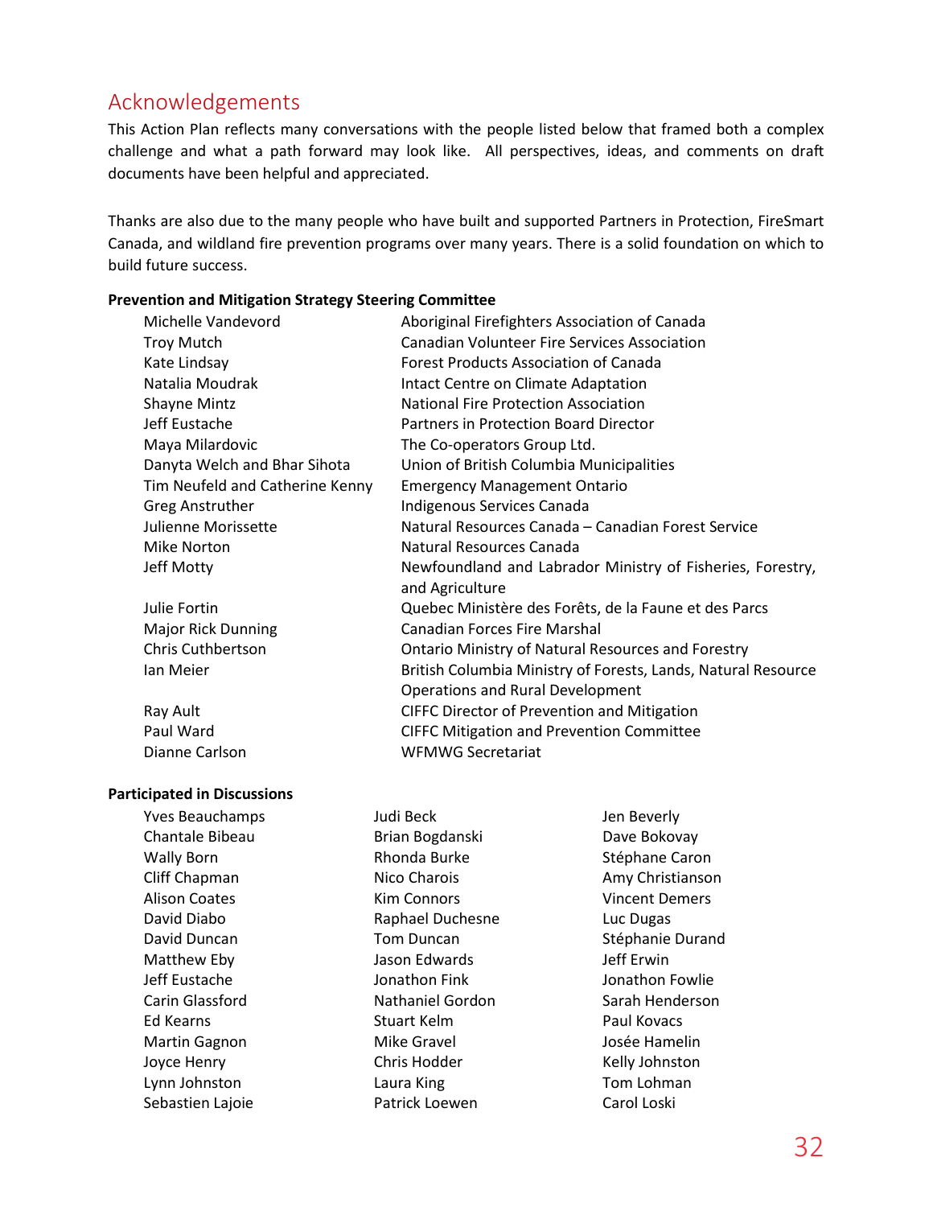## Acknowledgements

This Action Plan reflects many conversations with the people listed below that framed both a complex challenge and what a path forward may look like. All perspectives, ideas, and comments on draft documents have been helpful and appreciated.

Thanks are also due to the many people who have built and supported Partners in Protection, FireSmart Canada, and wildland fire prevention programs over many years. There is a solid foundation on which to build future success.

**Prevention and Mitigation Strategy Steering Committee**

| | |
|---|---|
| Michelle Vandevord | Aboriginal Firefighters Association of Canada |
| Troy Mutch | Canadian Volunteer Fire Services Association |
| Kate Lindsay | Forest Products Association of Canada |
| Natalia Moudrak | Intact Centre on Climate Adaptation |
| Shayne Mintz | National Fire Protection Association |
| Jeff Eustache | Partners in Protection Board Director |
| Maya Milardovic | The Co-operators Group Ltd. |
| Danyta Welch and Bhar Sihota | Union of British Columbia Municipalities |
| Tim Neufeld and Catherine Kenny | Emergency Management Ontario |
| Greg Anstruther | Indigenous Services Canada |
| Julienne Morissette | Natural Resources Canada – Canadian Forest Service |
| Mike Norton | Natural Resources Canada |
| Jeff Motty | Newfoundland and Labrador Ministry of Fisheries, Forestry, and Agriculture |
| Julie Fortin | Quebec Ministère des Forêts, de la Faune et des Parcs |
| Major Rick Dunning | Canadian Forces Fire Marshal |
| Chris Cuthbertson | Ontario Ministry of Natural Resources and Forestry |
| Ian Meier | British Columbia Ministry of Forests, Lands, Natural Resource Operations and Rural Development |
| Ray Ault | CIFFC Director of Prevention and Mitigation |
| Paul Ward | CIFFC Mitigation and Prevention Committee |
| Dianne Carlson | WFMWG Secretariat |

**Participated in Discussions**

Yves Beauchamps
Chantale Bibeau
Wally Born
Cliff Chapman
Alison Coates
David Diabo
David Duncan
Matthew Eby
Jeff Eustache
Carin Glassford
Ed Kearns
Martin Gagnon
Joyce Henry
Lynn Johnston
Sebastien Lajoie
Judi Beck
Brian Bogdanski
Rhonda Burke
Nico Charois
Kim Connors
Raphael Duchesne
Tom Duncan
Jason Edwards
Jonathon Fink
Nathaniel Gordon
Stuart Kelm
Mike Gravel
Chris Hodder
Laura King
Patrick Loewen
Jen Beverly
Dave Bokovay
Stéphane Caron
Amy Christianson
Vincent Demers
Luc Dugas
Stéphanie Durand
Jeff Erwin
Jonathon Fowlie
Sarah Henderson
Paul Kovacs
Josée Hamelin
Kelly Johnston
Tom Lohman
Carol Loski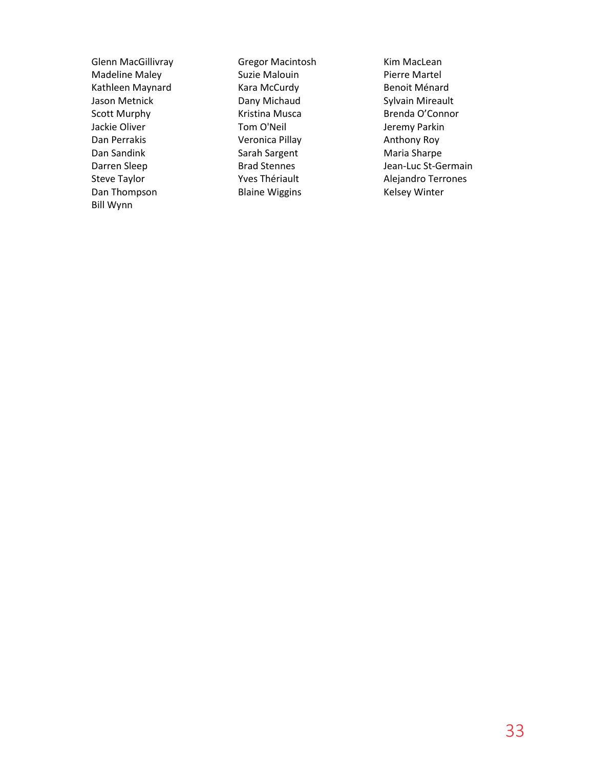Glenn MacGillivray
Gregor Macintosh
Kim MacLean
Madeline Maley
Suzie Malouin
Pierre Martel
Kathleen Maynard
Kara McCurdy
Benoit Ménard
Jason Metnick
Dany Michaud
Sylvain Mireault
Scott Murphy
Kristina Musca
Brenda O'Connor
Jackie Oliver
Tom O'Neil
Jeremy Parkin
Dan Perrakis
Veronica Pillay
Anthony Roy
Dan Sandink
Sarah Sargent
Maria Sharpe
Darren Sleep
Brad Stennes
Jean-Luc St-Germain
Steve Taylor
Yves Thériault
Alejandro Terrones
Dan Thompson
Blaine Wiggins
Kelsey Winter
Bill Wynn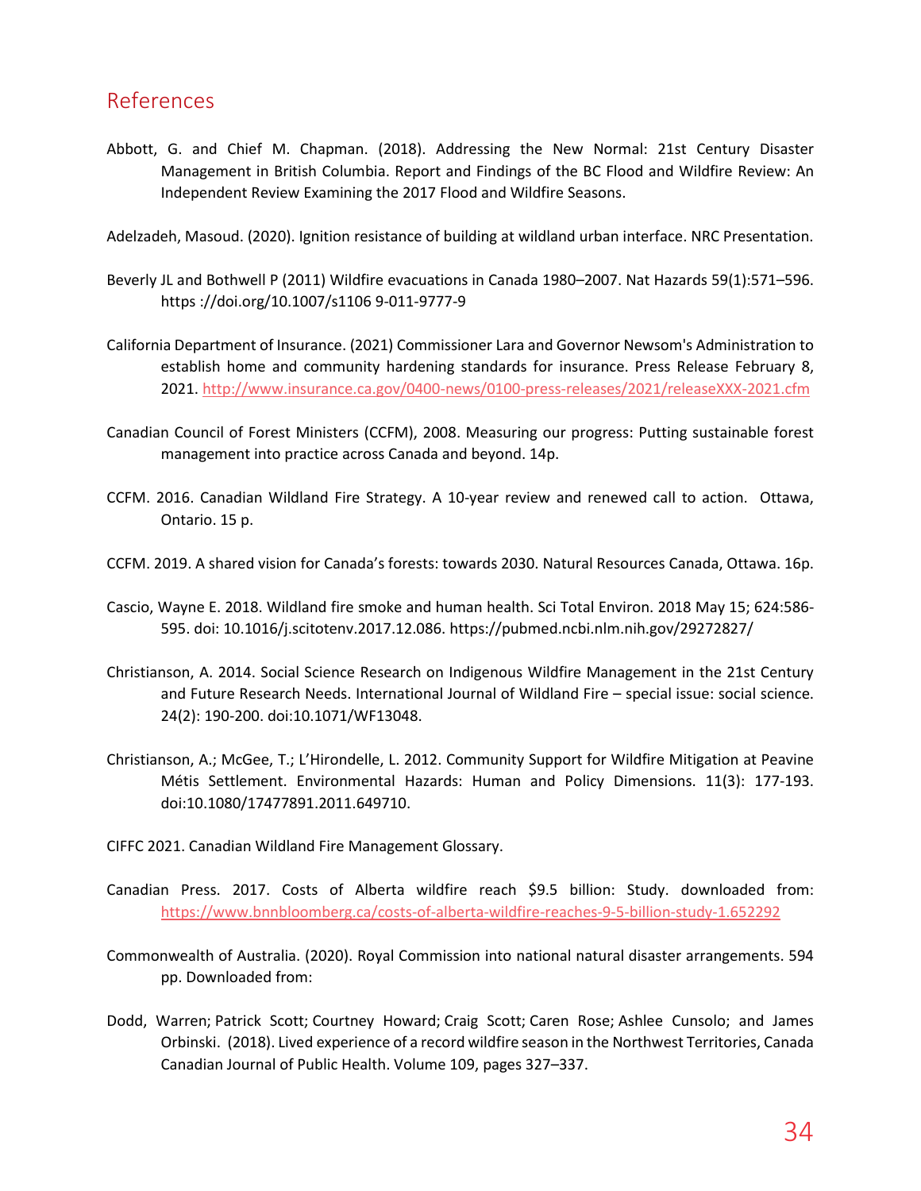# References

Abbott, G. and Chief M. Chapman. (2018). Addressing the New Normal: 21st Century Disaster Management in British Columbia. Report and Findings of the BC Flood and Wildfire Review: An Independent Review Examining the 2017 Flood and Wildfire Seasons.

Adelzadeh, Masoud. (2020). Ignition resistance of building at wildland urban interface. NRC Presentation.

Beverly JL and Bothwell P (2011) Wildfire evacuations in Canada 1980–2007. Nat Hazards 59(1):571–596. https ://doi.org/10.1007/s1106 9-011-9777-9

California Department of Insurance. (2021) Commissioner Lara and Governor Newsom's Administration to establish home and community hardening standards for insurance. Press Release February 8, 2021. http://www.insurance.ca.gov/0400-news/0100-press-releases/2021/releaseXXX-2021.cfm

Canadian Council of Forest Ministers (CCFM), 2008. Measuring our progress: Putting sustainable forest management into practice across Canada and beyond. 14p.

CCFM. 2016. Canadian Wildland Fire Strategy. A 10-year review and renewed call to action. Ottawa, Ontario. 15 p.

CCFM. 2019. A shared vision for Canada's forests: towards 2030. Natural Resources Canada, Ottawa. 16p.

Cascio, Wayne E. 2018. Wildland fire smoke and human health. Sci Total Environ. 2018 May 15; 624:586-595. doi: 10.1016/j.scitotenv.2017.12.086. https://pubmed.ncbi.nlm.nih.gov/29272827/

Christianson, A. 2014. Social Science Research on Indigenous Wildfire Management in the 21st Century and Future Research Needs. International Journal of Wildland Fire – special issue: social science. 24(2): 190-200. doi:10.1071/WF13048.

Christianson, A.; McGee, T.; L'Hirondelle, L. 2012. Community Support for Wildfire Mitigation at Peavine Métis Settlement. Environmental Hazards: Human and Policy Dimensions. 11(3): 177-193. doi:10.1080/17477891.2011.649710.

CIFFC 2021. Canadian Wildland Fire Management Glossary.

Canadian Press. 2017. Costs of Alberta wildfire reach $9.5 billion: Study. downloaded from: https://www.bnnbloomberg.ca/costs-of-alberta-wildfire-reaches-9-5-billion-study-1.652292

Commonwealth of Australia. (2020). Royal Commission into national natural disaster arrangements. 594 pp. Downloaded from:

Dodd, Warren; Patrick Scott; Courtney Howard; Craig Scott; Caren Rose; Ashlee Cunsolo; and James Orbinski. (2018). Lived experience of a record wildfire season in the Northwest Territories, Canada Canadian Journal of Public Health. Volume 109, pages 327–337.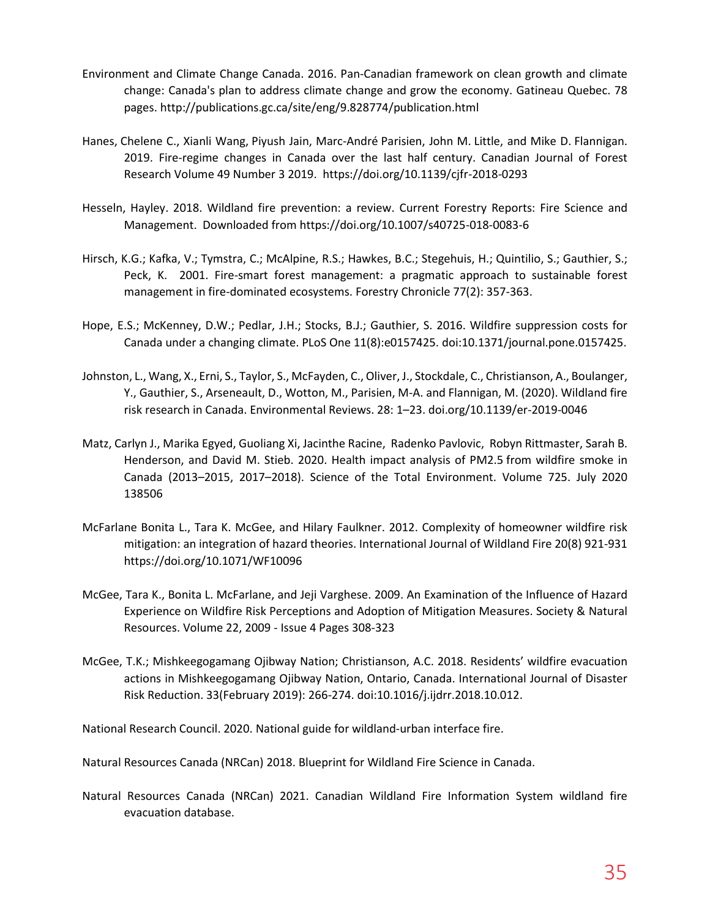Environment and Climate Change Canada. 2016. Pan-Canadian framework on clean growth and climate change: Canada's plan to address climate change and grow the economy. Gatineau Quebec. 78 pages. http://publications.gc.ca/site/eng/9.828774/publication.html

Hanes, Chelene C., Xianli Wang, Piyush Jain, Marc-André Parisien, John M. Little, and Mike D. Flannigan. 2019. Fire-regime changes in Canada over the last half century. Canadian Journal of Forest Research Volume 49 Number 3 2019. https://doi.org/10.1139/cjfr-2018-0293

Hesseln, Hayley. 2018. Wildland fire prevention: a review. Current Forestry Reports: Fire Science and Management. Downloaded from https://doi.org/10.1007/s40725-018-0083-6

Hirsch, K.G.; Kafka, V.; Tymstra, C.; McAlpine, R.S.; Hawkes, B.C.; Stegehuis, H.; Quintilio, S.; Gauthier, S.; Peck, K. 2001. Fire-smart forest management: a pragmatic approach to sustainable forest management in fire-dominated ecosystems. Forestry Chronicle 77(2): 357-363.

Hope, E.S.; McKenney, D.W.; Pedlar, J.H.; Stocks, B.J.; Gauthier, S. 2016. Wildfire suppression costs for Canada under a changing climate. PLoS One 11(8):e0157425. doi:10.1371/journal.pone.0157425.

Johnston, L., Wang, X., Erni, S., Taylor, S., McFayden, C., Oliver, J., Stockdale, C., Christianson, A., Boulanger, Y., Gauthier, S., Arseneault, D., Wotton, M., Parisien, M-A. and Flannigan, M. (2020). Wildland fire risk research in Canada. Environmental Reviews. 28: 1–23. doi.org/10.1139/er-2019-0046

Matz, Carlyn J., Marika Egyed, Guoliang Xi, Jacinthe Racine, Radenko Pavlovic, Robyn Rittmaster, Sarah B. Henderson, and David M. Stieb. 2020. Health impact analysis of PM2.5 from wildfire smoke in Canada (2013–2015, 2017–2018). Science of the Total Environment. Volume 725. July 2020 138506

McFarlane Bonita L., Tara K. McGee, and Hilary Faulkner. 2012. Complexity of homeowner wildfire risk mitigation: an integration of hazard theories. International Journal of Wildland Fire 20(8) 921-931 https://doi.org/10.1071/WF10096

McGee, Tara K., Bonita L. McFarlane, and Jeji Varghese. 2009. An Examination of the Influence of Hazard Experience on Wildfire Risk Perceptions and Adoption of Mitigation Measures. Society & Natural Resources. Volume 22, 2009 - Issue 4 Pages 308-323

McGee, T.K.; Mishkeegogamang Ojibway Nation; Christianson, A.C. 2018. Residents' wildfire evacuation actions in Mishkeegogamang Ojibway Nation, Ontario, Canada. International Journal of Disaster Risk Reduction. 33(February 2019): 266-274. doi:10.1016/j.ijdrr.2018.10.012.

National Research Council. 2020. National guide for wildland-urban interface fire.

Natural Resources Canada (NRCan) 2018. Blueprint for Wildland Fire Science in Canada.

Natural Resources Canada (NRCan) 2021. Canadian Wildland Fire Information System wildland fire evacuation database.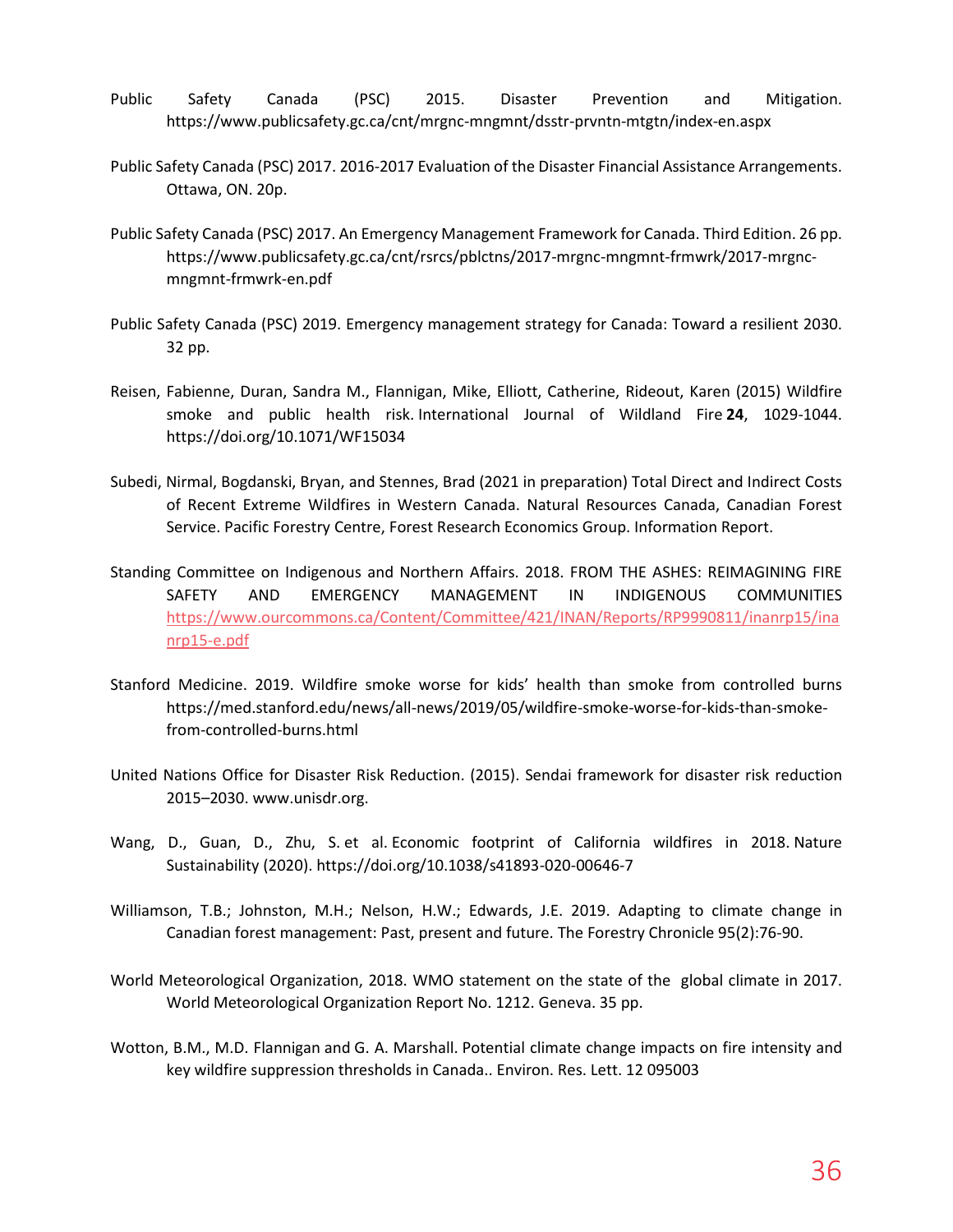Public Safety Canada (PSC) 2015. Disaster Prevention and Mitigation. https://www.publicsafety.gc.ca/cnt/mrgnc-mngmnt/dsstr-prvntn-mtgtn/index-en.aspx

Public Safety Canada (PSC) 2017. 2016-2017 Evaluation of the Disaster Financial Assistance Arrangements. Ottawa, ON. 20p.

Public Safety Canada (PSC) 2017. An Emergency Management Framework for Canada. Third Edition. 26 pp. https://www.publicsafety.gc.ca/cnt/rsrcs/pblctns/2017-mrgnc-mngmnt-frmwrk/2017-mrgnc-mngmnt-frmwrk-en.pdf

Public Safety Canada (PSC) 2019. Emergency management strategy for Canada: Toward a resilient 2030. 32 pp.

Reisen, Fabienne, Duran, Sandra M., Flannigan, Mike, Elliott, Catherine, Rideout, Karen (2015) Wildfire smoke and public health risk. International Journal of Wildland Fire **24**, 1029-1044. https://doi.org/10.1071/WF15034

Subedi, Nirmal, Bogdanski, Bryan, and Stennes, Brad (2021 in preparation) Total Direct and Indirect Costs of Recent Extreme Wildfires in Western Canada. Natural Resources Canada, Canadian Forest Service. Pacific Forestry Centre, Forest Research Economics Group. Information Report.

Standing Committee on Indigenous and Northern Affairs. 2018. FROM THE ASHES: REIMAGINING FIRE SAFETY AND EMERGENCY MANAGEMENT IN INDIGENOUS COMMUNITIES https://www.ourcommons.ca/Content/Committee/421/INAN/Reports/RP9990811/inanrp15/inanrp15-e.pdf

Stanford Medicine. 2019. Wildfire smoke worse for kids' health than smoke from controlled burns https://med.stanford.edu/news/all-news/2019/05/wildfire-smoke-worse-for-kids-than-smoke-from-controlled-burns.html

United Nations Office for Disaster Risk Reduction. (2015). Sendai framework for disaster risk reduction 2015–2030. www.unisdr.org.

Wang, D., Guan, D., Zhu, S. et al. Economic footprint of California wildfires in 2018. Nature Sustainability (2020). https://doi.org/10.1038/s41893-020-00646-7

Williamson, T.B.; Johnston, M.H.; Nelson, H.W.; Edwards, J.E. 2019. Adapting to climate change in Canadian forest management: Past, present and future. The Forestry Chronicle 95(2):76-90.

World Meteorological Organization, 2018. WMO statement on the state of the global climate in 2017. World Meteorological Organization Report No. 1212. Geneva. 35 pp.

Wotton, B.M., M.D. Flannigan and G. A. Marshall. Potential climate change impacts on fire intensity and key wildfire suppression thresholds in Canada.. Environ. Res. Lett. 12 095003